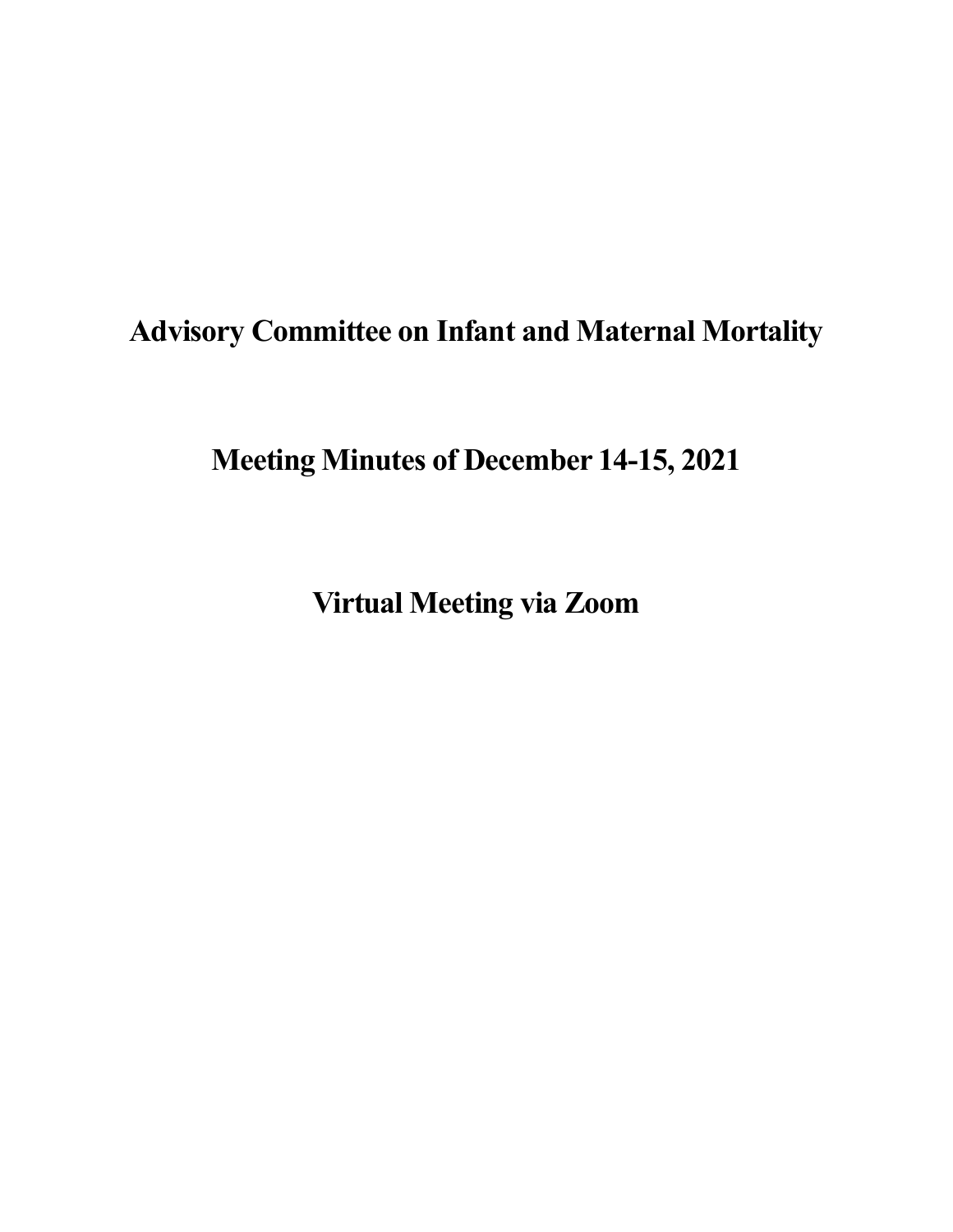# Advisory Committee on Infant and Maternal Mortality

## Meeting Minutes of December 14-15, 2021

## Virtual Meeting via Zoom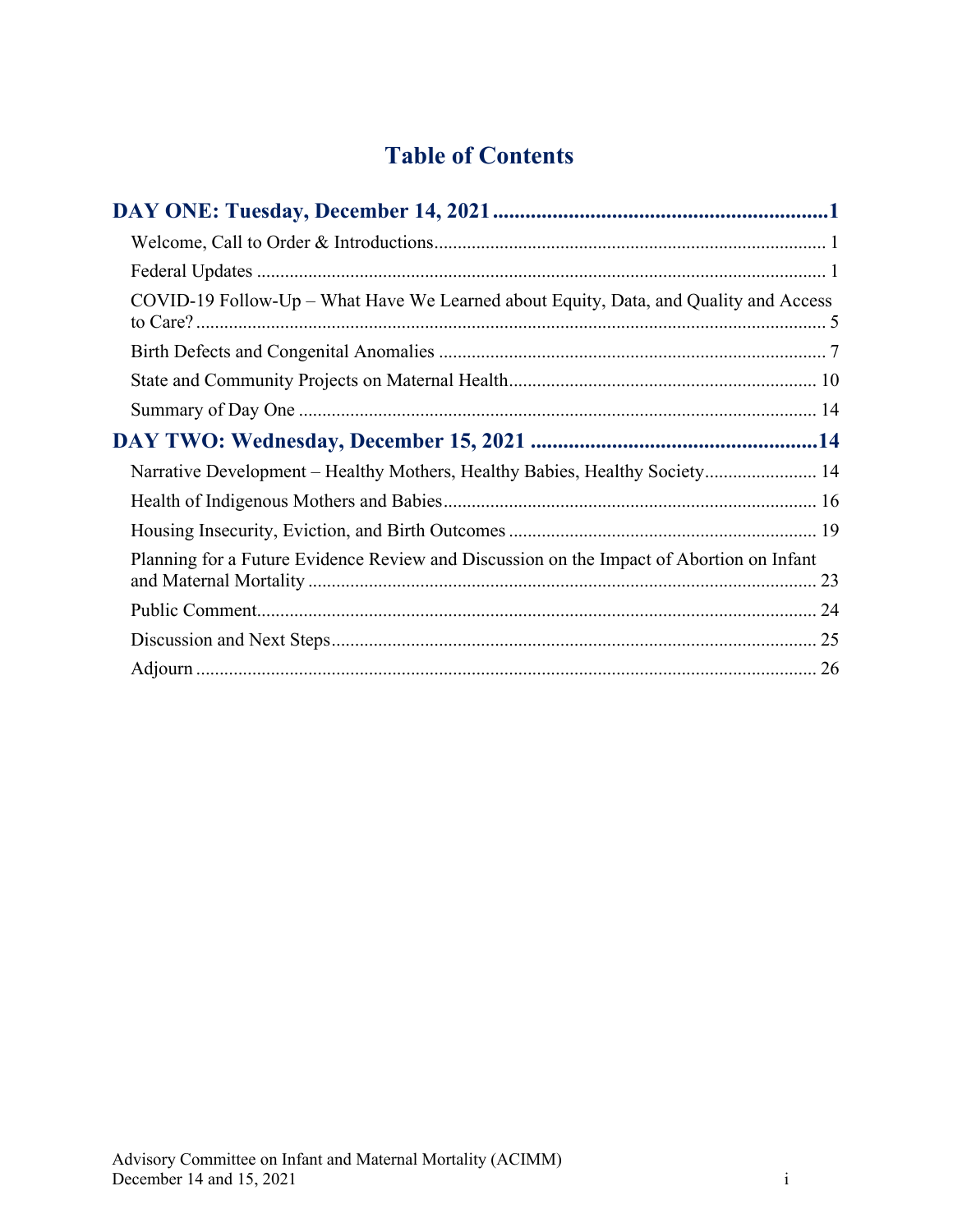# Table of Contents

**DAY ONE: Tuesday, December 14, 2021** ..... 1

- Welcome, Call to Order & Introductions ..... 1
- Federal Updates ..... 1
- COVID-19 Follow-Up – What Have We Learned about Equity, Data, and Quality and Access to Care? ..... 5
- Birth Defects and Congenital Anomalies ..... 7
- State and Community Projects on Maternal Health ..... 10
- Summary of Day One ..... 14

**DAY TWO: Wednesday, December 15, 2021** ..... 14

- Narrative Development – Healthy Mothers, Healthy Babies, Healthy Society ..... 14
- Health of Indigenous Mothers and Babies ..... 16
- Housing Insecurity, Eviction, and Birth Outcomes ..... 19
- Planning for a Future Evidence Review and Discussion on the Impact of Abortion on Infant and Maternal Mortality ..... 23
- Public Comment ..... 24
- Discussion and Next Steps ..... 25
- Adjourn ..... 26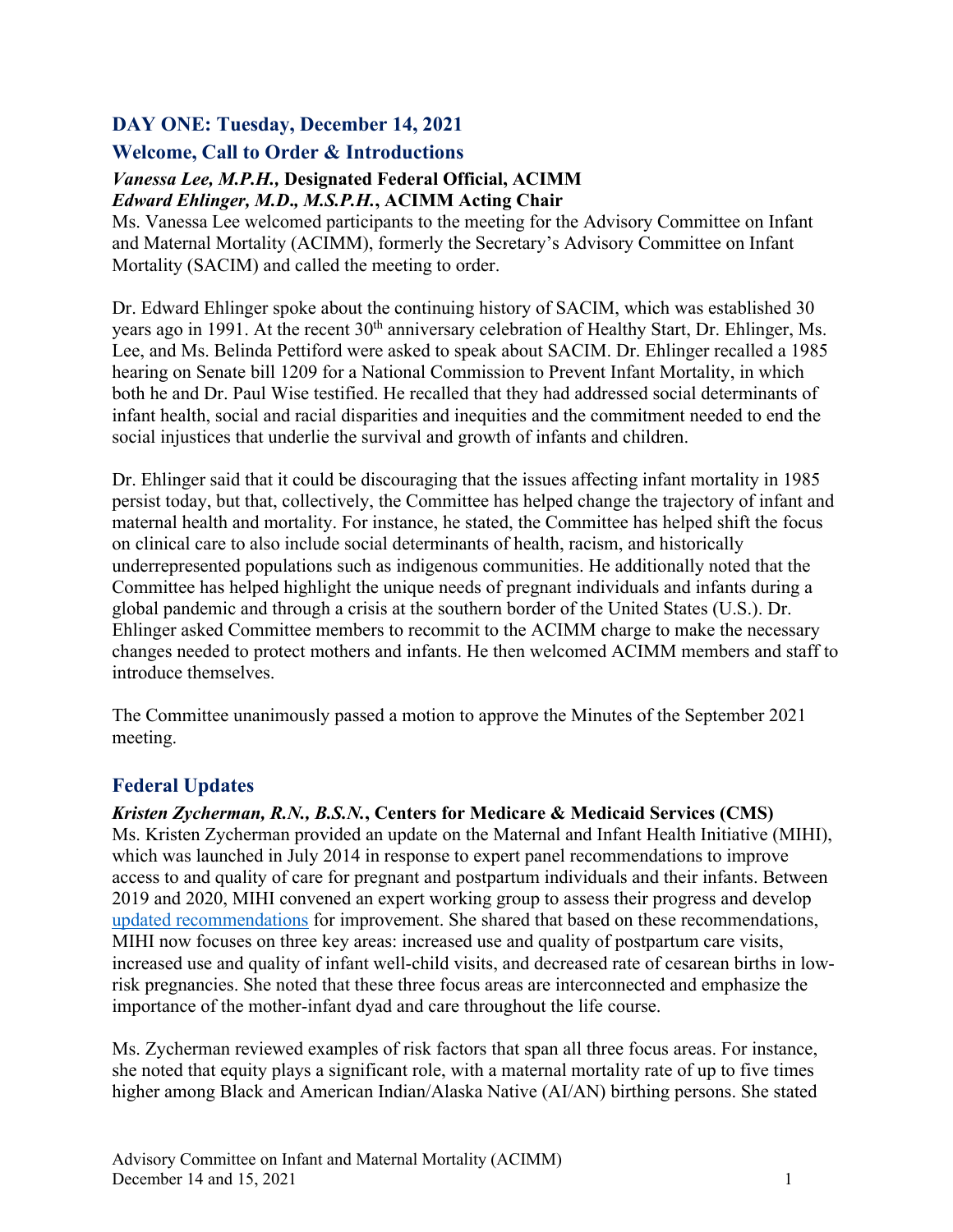## DAY ONE: Tuesday, December 14, 2021

### Welcome, Call to Order & Introductions

***Vanessa Lee, M.P.H.,*** **Designated Federal Official, ACIMM**
***Edward Ehlinger, M.D., M.S.P.H.*****, ACIMM Acting Chair**

Ms. Vanessa Lee welcomed participants to the meeting for the Advisory Committee on Infant and Maternal Mortality (ACIMM), formerly the Secretary's Advisory Committee on Infant Mortality (SACIM) and called the meeting to order.

Dr. Edward Ehlinger spoke about the continuing history of SACIM, which was established 30 years ago in 1991. At the recent 30th anniversary celebration of Healthy Start, Dr. Ehlinger, Ms. Lee, and Ms. Belinda Pettiford were asked to speak about SACIM. Dr. Ehlinger recalled a 1985 hearing on Senate bill 1209 for a National Commission to Prevent Infant Mortality, in which both he and Dr. Paul Wise testified. He recalled that they had addressed social determinants of infant health, social and racial disparities and inequities and the commitment needed to end the social injustices that underlie the survival and growth of infants and children.

Dr. Ehlinger said that it could be discouraging that the issues affecting infant mortality in 1985 persist today, but that, collectively, the Committee has helped change the trajectory of infant and maternal health and mortality. For instance, he stated, the Committee has helped shift the focus on clinical care to also include social determinants of health, racism, and historically underrepresented populations such as indigenous communities. He additionally noted that the Committee has helped highlight the unique needs of pregnant individuals and infants during a global pandemic and through a crisis at the southern border of the United States (U.S.). Dr. Ehlinger asked Committee members to recommit to the ACIMM charge to make the necessary changes needed to protect mothers and infants. He then welcomed ACIMM members and staff to introduce themselves.

The Committee unanimously passed a motion to approve the Minutes of the September 2021 meeting.

### Federal Updates

***Kristen Zycherman, R.N., B.S.N.*****, Centers for Medicare & Medicaid Services (CMS)**

Ms. Kristen Zycherman provided an update on the Maternal and Infant Health Initiative (MIHI), which was launched in July 2014 in response to expert panel recommendations to improve access to and quality of care for pregnant and postpartum individuals and their infants. Between 2019 and 2020, MIHI convened an expert working group to assess their progress and develop updated recommendations for improvement. She shared that based on these recommendations, MIHI now focuses on three key areas: increased use and quality of postpartum care visits, increased use and quality of infant well-child visits, and decreased rate of cesarean births in low-risk pregnancies. She noted that these three focus areas are interconnected and emphasize the importance of the mother-infant dyad and care throughout the life course.

Ms. Zycherman reviewed examples of risk factors that span all three focus areas. For instance, she noted that equity plays a significant role, with a maternal mortality rate of up to five times higher among Black and American Indian/Alaska Native (AI/AN) birthing persons. She stated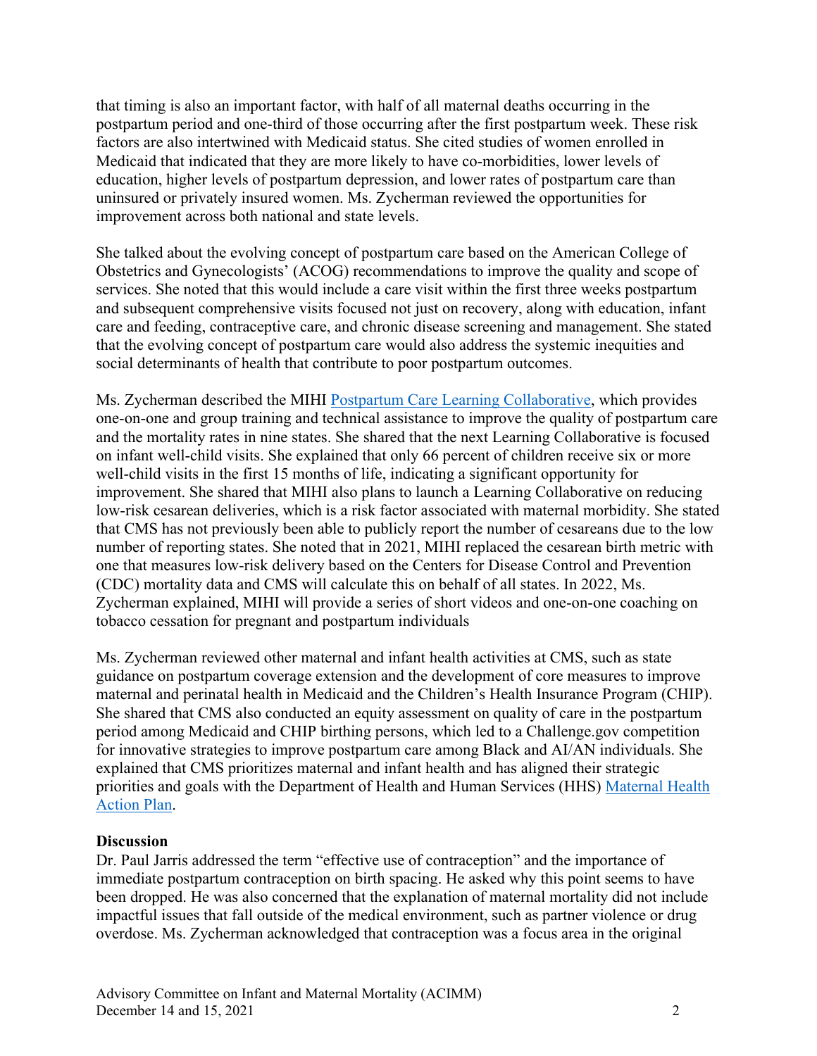that timing is also an important factor, with half of all maternal deaths occurring in the postpartum period and one-third of those occurring after the first postpartum week. These risk factors are also intertwined with Medicaid status. She cited studies of women enrolled in Medicaid that indicated that they are more likely to have co-morbidities, lower levels of education, higher levels of postpartum depression, and lower rates of postpartum care than uninsured or privately insured women. Ms. Zycherman reviewed the opportunities for improvement across both national and state levels.

She talked about the evolving concept of postpartum care based on the American College of Obstetrics and Gynecologists' (ACOG) recommendations to improve the quality and scope of services. She noted that this would include a care visit within the first three weeks postpartum and subsequent comprehensive visits focused not just on recovery, along with education, infant care and feeding, contraceptive care, and chronic disease screening and management. She stated that the evolving concept of postpartum care would also address the systemic inequities and social determinants of health that contribute to poor postpartum outcomes.

Ms. Zycherman described the MIHI [Postpartum Care Learning Collaborative](), which provides one-on-one and group training and technical assistance to improve the quality of postpartum care and the mortality rates in nine states. She shared that the next Learning Collaborative is focused on infant well-child visits. She explained that only 66 percent of children receive six or more well-child visits in the first 15 months of life, indicating a significant opportunity for improvement. She shared that MIHI also plans to launch a Learning Collaborative on reducing low-risk cesarean deliveries, which is a risk factor associated with maternal morbidity. She stated that CMS has not previously been able to publicly report the number of cesareans due to the low number of reporting states. She noted that in 2021, MIHI replaced the cesarean birth metric with one that measures low-risk delivery based on the Centers for Disease Control and Prevention (CDC) mortality data and CMS will calculate this on behalf of all states. In 2022, Ms. Zycherman explained, MIHI will provide a series of short videos and one-on-one coaching on tobacco cessation for pregnant and postpartum individuals

Ms. Zycherman reviewed other maternal and infant health activities at CMS, such as state guidance on postpartum coverage extension and the development of core measures to improve maternal and perinatal health in Medicaid and the Children's Health Insurance Program (CHIP). She shared that CMS also conducted an equity assessment on quality of care in the postpartum period among Medicaid and CHIP birthing persons, which led to a Challenge.gov competition for innovative strategies to improve postpartum care among Black and AI/AN individuals. She explained that CMS prioritizes maternal and infant health and has aligned their strategic priorities and goals with the Department of Health and Human Services (HHS) [Maternal Health Action Plan]().

**Discussion**

Dr. Paul Jarris addressed the term "effective use of contraception" and the importance of immediate postpartum contraception on birth spacing. He asked why this point seems to have been dropped. He was also concerned that the explanation of maternal mortality did not include impactful issues that fall outside of the medical environment, such as partner violence or drug overdose. Ms. Zycherman acknowledged that contraception was a focus area in the original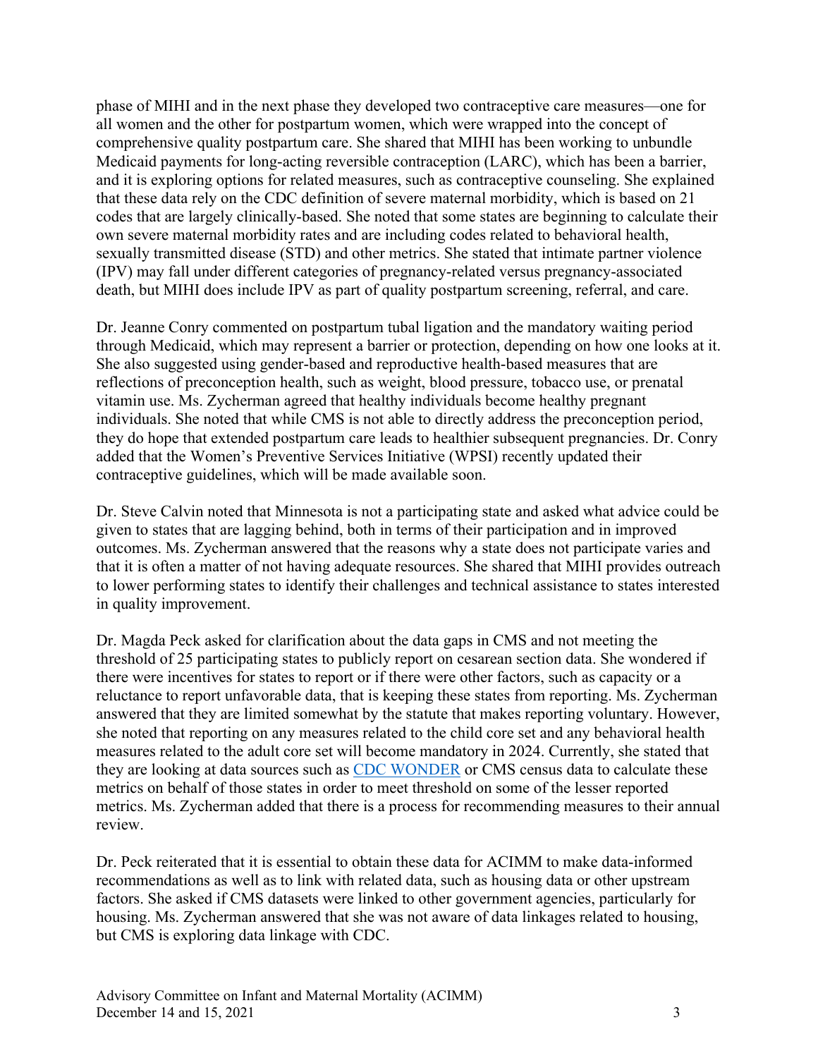phase of MIHI and in the next phase they developed two contraceptive care measures—one for all women and the other for postpartum women, which were wrapped into the concept of comprehensive quality postpartum care. She shared that MIHI has been working to unbundle Medicaid payments for long-acting reversible contraception (LARC), which has been a barrier, and it is exploring options for related measures, such as contraceptive counseling. She explained that these data rely on the CDC definition of severe maternal morbidity, which is based on 21 codes that are largely clinically-based. She noted that some states are beginning to calculate their own severe maternal morbidity rates and are including codes related to behavioral health, sexually transmitted disease (STD) and other metrics. She stated that intimate partner violence (IPV) may fall under different categories of pregnancy-related versus pregnancy-associated death, but MIHI does include IPV as part of quality postpartum screening, referral, and care.

Dr. Jeanne Conry commented on postpartum tubal ligation and the mandatory waiting period through Medicaid, which may represent a barrier or protection, depending on how one looks at it. She also suggested using gender-based and reproductive health-based measures that are reflections of preconception health, such as weight, blood pressure, tobacco use, or prenatal vitamin use. Ms. Zycherman agreed that healthy individuals become healthy pregnant individuals. She noted that while CMS is not able to directly address the preconception period, they do hope that extended postpartum care leads to healthier subsequent pregnancies. Dr. Conry added that the Women's Preventive Services Initiative (WPSI) recently updated their contraceptive guidelines, which will be made available soon.

Dr. Steve Calvin noted that Minnesota is not a participating state and asked what advice could be given to states that are lagging behind, both in terms of their participation and in improved outcomes. Ms. Zycherman answered that the reasons why a state does not participate varies and that it is often a matter of not having adequate resources. She shared that MIHI provides outreach to lower performing states to identify their challenges and technical assistance to states interested in quality improvement.

Dr. Magda Peck asked for clarification about the data gaps in CMS and not meeting the threshold of 25 participating states to publicly report on cesarean section data. She wondered if there were incentives for states to report or if there were other factors, such as capacity or a reluctance to report unfavorable data, that is keeping these states from reporting. Ms. Zycherman answered that they are limited somewhat by the statute that makes reporting voluntary. However, she noted that reporting on any measures related to the child core set and any behavioral health measures related to the adult core set will become mandatory in 2024. Currently, she stated that they are looking at data sources such as [CDC WONDER] or CMS census data to calculate these metrics on behalf of those states in order to meet threshold on some of the lesser reported metrics. Ms. Zycherman added that there is a process for recommending measures to their annual review.

Dr. Peck reiterated that it is essential to obtain these data for ACIMM to make data-informed recommendations as well as to link with related data, such as housing data or other upstream factors. She asked if CMS datasets were linked to other government agencies, particularly for housing. Ms. Zycherman answered that she was not aware of data linkages related to housing, but CMS is exploring data linkage with CDC.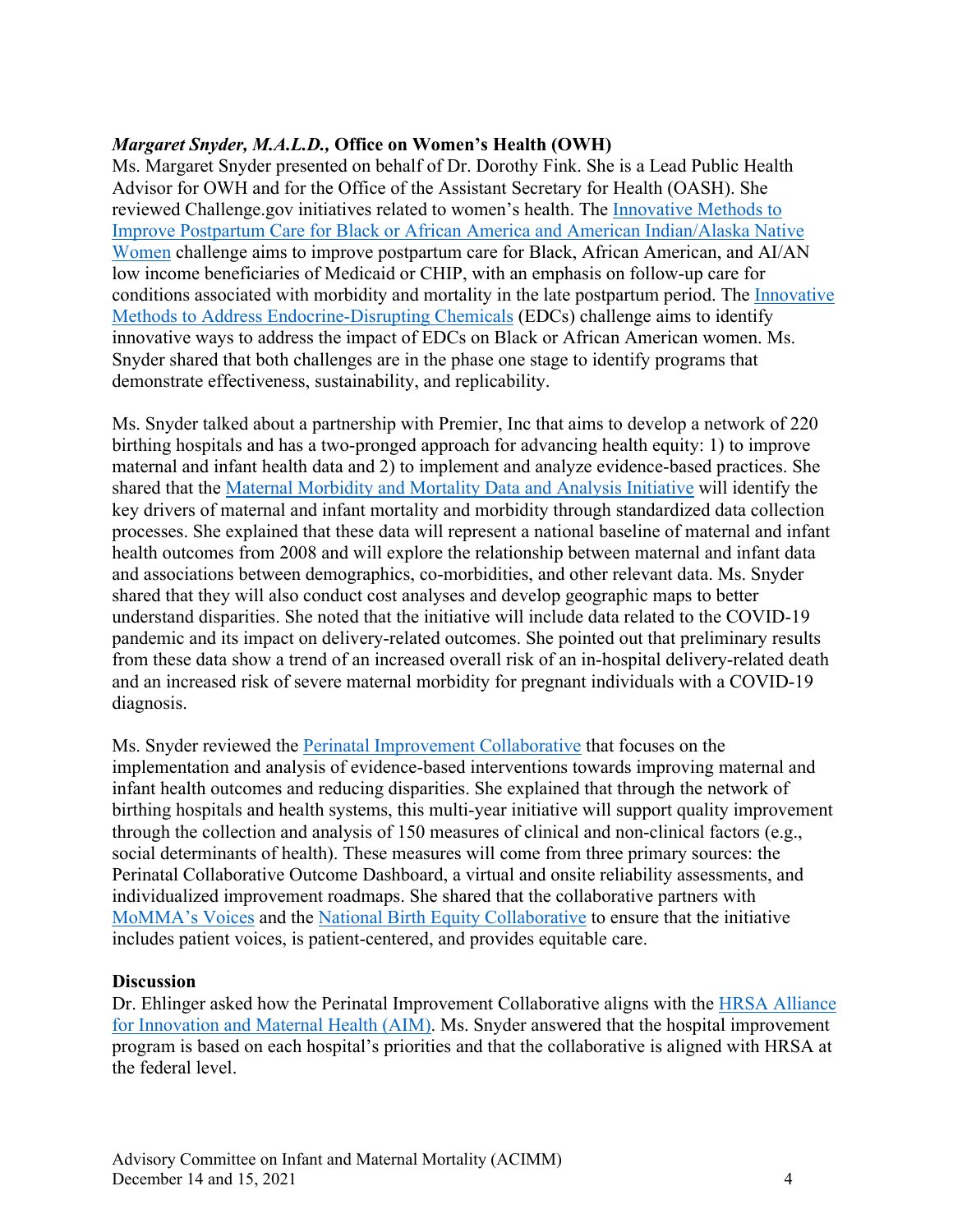***Margaret Snyder, M.A.L.D.,* Office on Women's Health (OWH)**

Ms. Margaret Snyder presented on behalf of Dr. Dorothy Fink. She is a Lead Public Health Advisor for OWH and for the Office of the Assistant Secretary for Health (OASH). She reviewed Challenge.gov initiatives related to women's health. The Innovative Methods to Improve Postpartum Care for Black or African America and American Indian/Alaska Native Women challenge aims to improve postpartum care for Black, African American, and AI/AN low income beneficiaries of Medicaid or CHIP, with an emphasis on follow-up care for conditions associated with morbidity and mortality in the late postpartum period. The Innovative Methods to Address Endocrine-Disrupting Chemicals (EDCs) challenge aims to identify innovative ways to address the impact of EDCs on Black or African American women. Ms. Snyder shared that both challenges are in the phase one stage to identify programs that demonstrate effectiveness, sustainability, and replicability.

Ms. Snyder talked about a partnership with Premier, Inc that aims to develop a network of 220 birthing hospitals and has a two-pronged approach for advancing health equity: 1) to improve maternal and infant health data and 2) to implement and analyze evidence-based practices. She shared that the Maternal Morbidity and Mortality Data and Analysis Initiative will identify the key drivers of maternal and infant mortality and morbidity through standardized data collection processes. She explained that these data will represent a national baseline of maternal and infant health outcomes from 2008 and will explore the relationship between maternal and infant data and associations between demographics, co-morbidities, and other relevant data. Ms. Snyder shared that they will also conduct cost analyses and develop geographic maps to better understand disparities. She noted that the initiative will include data related to the COVID-19 pandemic and its impact on delivery-related outcomes. She pointed out that preliminary results from these data show a trend of an increased overall risk of an in-hospital delivery-related death and an increased risk of severe maternal morbidity for pregnant individuals with a COVID-19 diagnosis.

Ms. Snyder reviewed the Perinatal Improvement Collaborative that focuses on the implementation and analysis of evidence-based interventions towards improving maternal and infant health outcomes and reducing disparities. She explained that through the network of birthing hospitals and health systems, this multi-year initiative will support quality improvement through the collection and analysis of 150 measures of clinical and non-clinical factors (e.g., social determinants of health). These measures will come from three primary sources: the Perinatal Collaborative Outcome Dashboard, a virtual and onsite reliability assessments, and individualized improvement roadmaps. She shared that the collaborative partners with MoMMA's Voices and the National Birth Equity Collaborative to ensure that the initiative includes patient voices, is patient-centered, and provides equitable care.

**Discussion**

Dr. Ehlinger asked how the Perinatal Improvement Collaborative aligns with the HRSA Alliance for Innovation and Maternal Health (AIM). Ms. Snyder answered that the hospital improvement program is based on each hospital's priorities and that the collaborative is aligned with HRSA at the federal level.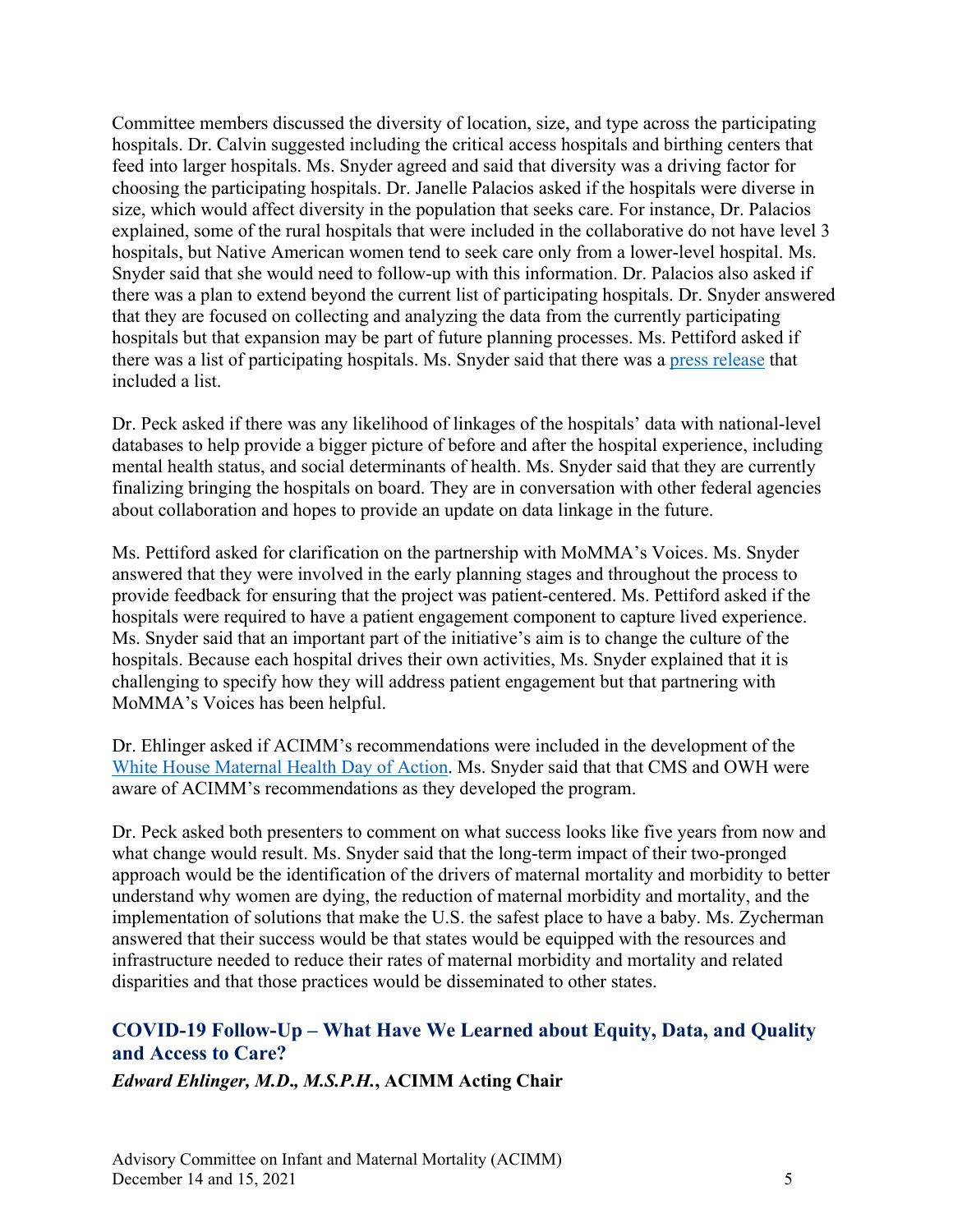Committee members discussed the diversity of location, size, and type across the participating hospitals. Dr. Calvin suggested including the critical access hospitals and birthing centers that feed into larger hospitals. Ms. Snyder agreed and said that diversity was a driving factor for choosing the participating hospitals. Dr. Janelle Palacios asked if the hospitals were diverse in size, which would affect diversity in the population that seeks care. For instance, Dr. Palacios explained, some of the rural hospitals that were included in the collaborative do not have level 3 hospitals, but Native American women tend to seek care only from a lower-level hospital. Ms. Snyder said that she would need to follow-up with this information. Dr. Palacios also asked if there was a plan to extend beyond the current list of participating hospitals. Dr. Snyder answered that they are focused on collecting and analyzing the data from the currently participating hospitals but that expansion may be part of future planning processes. Ms. Pettiford asked if there was a list of participating hospitals. Ms. Snyder said that there was a press release that included a list.

Dr. Peck asked if there was any likelihood of linkages of the hospitals' data with national-level databases to help provide a bigger picture of before and after the hospital experience, including mental health status, and social determinants of health. Ms. Snyder said that they are currently finalizing bringing the hospitals on board. They are in conversation with other federal agencies about collaboration and hopes to provide an update on data linkage in the future.

Ms. Pettiford asked for clarification on the partnership with MoMMA's Voices. Ms. Snyder answered that they were involved in the early planning stages and throughout the process to provide feedback for ensuring that the project was patient-centered. Ms. Pettiford asked if the hospitals were required to have a patient engagement component to capture lived experience. Ms. Snyder said that an important part of the initiative's aim is to change the culture of the hospitals. Because each hospital drives their own activities, Ms. Snyder explained that it is challenging to specify how they will address patient engagement but that partnering with MoMMA's Voices has been helpful.

Dr. Ehlinger asked if ACIMM's recommendations were included in the development of the White House Maternal Health Day of Action. Ms. Snyder said that that CMS and OWH were aware of ACIMM's recommendations as they developed the program.

Dr. Peck asked both presenters to comment on what success looks like five years from now and what change would result. Ms. Snyder said that the long-term impact of their two-pronged approach would be the identification of the drivers of maternal mortality and morbidity to better understand why women are dying, the reduction of maternal morbidity and mortality, and the implementation of solutions that make the U.S. the safest place to have a baby. Ms. Zycherman answered that their success would be that states would be equipped with the resources and infrastructure needed to reduce their rates of maternal morbidity and mortality and related disparities and that those practices would be disseminated to other states.

## COVID-19 Follow-Up – What Have We Learned about Equity, Data, and Quality and Access to Care?

***Edward Ehlinger, M.D., M.S.P.H.*, ACIMM Acting Chair**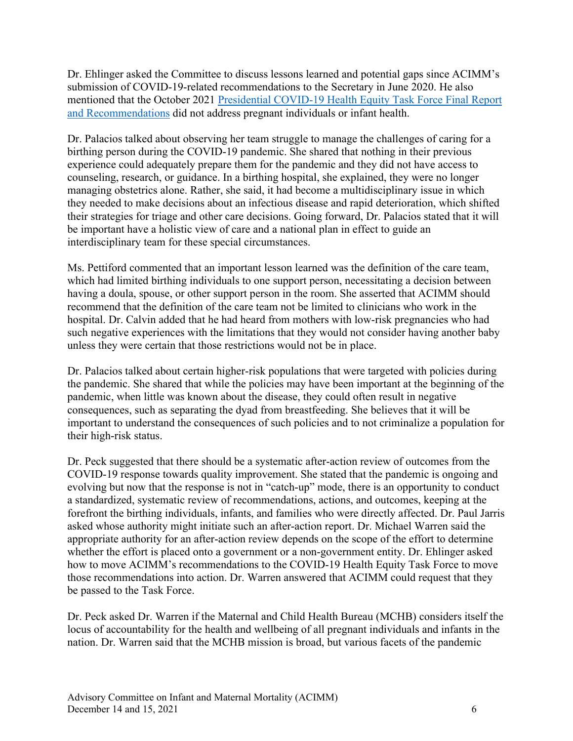Dr. Ehlinger asked the Committee to discuss lessons learned and potential gaps since ACIMM's submission of COVID-19-related recommendations to the Secretary in June 2020. He also mentioned that the October 2021 [Presidential COVID-19 Health Equity Task Force Final Report and Recommendations]() did not address pregnant individuals or infant health.

Dr. Palacios talked about observing her team struggle to manage the challenges of caring for a birthing person during the COVID-19 pandemic. She shared that nothing in their previous experience could adequately prepare them for the pandemic and they did not have access to counseling, research, or guidance. In a birthing hospital, she explained, they were no longer managing obstetrics alone. Rather, she said, it had become a multidisciplinary issue in which they needed to make decisions about an infectious disease and rapid deterioration, which shifted their strategies for triage and other care decisions. Going forward, Dr. Palacios stated that it will be important have a holistic view of care and a national plan in effect to guide an interdisciplinary team for these special circumstances.

Ms. Pettiford commented that an important lesson learned was the definition of the care team, which had limited birthing individuals to one support person, necessitating a decision between having a doula, spouse, or other support person in the room. She asserted that ACIMM should recommend that the definition of the care team not be limited to clinicians who work in the hospital. Dr. Calvin added that he had heard from mothers with low-risk pregnancies who had such negative experiences with the limitations that they would not consider having another baby unless they were certain that those restrictions would not be in place.

Dr. Palacios talked about certain higher-risk populations that were targeted with policies during the pandemic. She shared that while the policies may have been important at the beginning of the pandemic, when little was known about the disease, they could often result in negative consequences, such as separating the dyad from breastfeeding. She believes that it will be important to understand the consequences of such policies and to not criminalize a population for their high-risk status.

Dr. Peck suggested that there should be a systematic after-action review of outcomes from the COVID-19 response towards quality improvement. She stated that the pandemic is ongoing and evolving but now that the response is not in "catch-up" mode, there is an opportunity to conduct a standardized, systematic review of recommendations, actions, and outcomes, keeping at the forefront the birthing individuals, infants, and families who were directly affected. Dr. Paul Jarris asked whose authority might initiate such an after-action report. Dr. Michael Warren said the appropriate authority for an after-action review depends on the scope of the effort to determine whether the effort is placed onto a government or a non-government entity. Dr. Ehlinger asked how to move ACIMM's recommendations to the COVID-19 Health Equity Task Force to move those recommendations into action. Dr. Warren answered that ACIMM could request that they be passed to the Task Force.

Dr. Peck asked Dr. Warren if the Maternal and Child Health Bureau (MCHB) considers itself the locus of accountability for the health and wellbeing of all pregnant individuals and infants in the nation. Dr. Warren said that the MCHB mission is broad, but various facets of the pandemic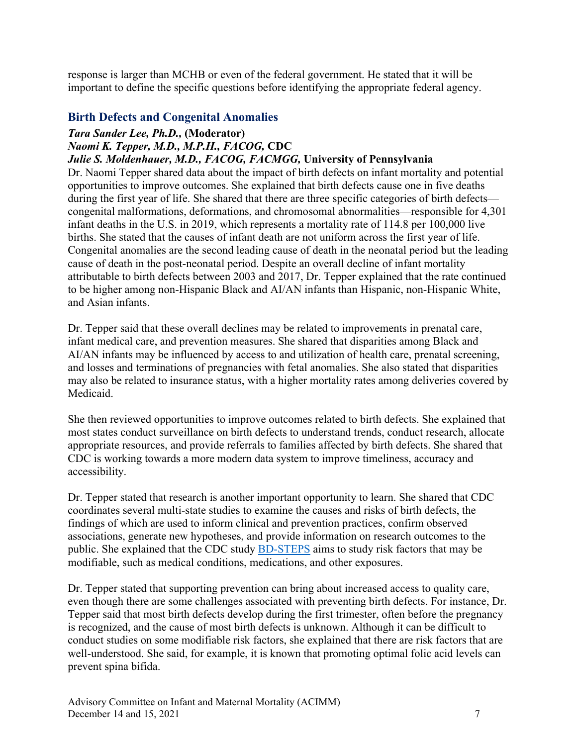response is larger than MCHB or even of the federal government. He stated that it will be important to define the specific questions before identifying the appropriate federal agency.

## Birth Defects and Congenital Anomalies

***Tara Sander Lee, Ph.D.,*** **(Moderator)**
***Naomi K. Tepper, M.D., M.P.H., FACOG,*** **CDC**
***Julie S. Moldenhauer, M.D., FACOG, FACMGG,*** **University of Pennsylvania**

Dr. Naomi Tepper shared data about the impact of birth defects on infant mortality and potential opportunities to improve outcomes. She explained that birth defects cause one in five deaths during the first year of life. She shared that there are three specific categories of birth defects—congenital malformations, deformations, and chromosomal abnormalities—responsible for 4,301 infant deaths in the U.S. in 2019, which represents a mortality rate of 114.8 per 100,000 live births. She stated that the causes of infant death are not uniform across the first year of life. Congenital anomalies are the second leading cause of death in the neonatal period but the leading cause of death in the post-neonatal period. Despite an overall decline of infant mortality attributable to birth defects between 2003 and 2017, Dr. Tepper explained that the rate continued to be higher among non-Hispanic Black and AI/AN infants than Hispanic, non-Hispanic White, and Asian infants.

Dr. Tepper said that these overall declines may be related to improvements in prenatal care, infant medical care, and prevention measures. She shared that disparities among Black and AI/AN infants may be influenced by access to and utilization of health care, prenatal screening, and losses and terminations of pregnancies with fetal anomalies. She also stated that disparities may also be related to insurance status, with a higher mortality rates among deliveries covered by Medicaid.

She then reviewed opportunities to improve outcomes related to birth defects. She explained that most states conduct surveillance on birth defects to understand trends, conduct research, allocate appropriate resources, and provide referrals to families affected by birth defects. She shared that CDC is working towards a more modern data system to improve timeliness, accuracy and accessibility.

Dr. Tepper stated that research is another important opportunity to learn. She shared that CDC coordinates several multi-state studies to examine the causes and risks of birth defects, the findings of which are used to inform clinical and prevention practices, confirm observed associations, generate new hypotheses, and provide information on research outcomes to the public. She explained that the CDC study [BD-STEPS] aims to study risk factors that may be modifiable, such as medical conditions, medications, and other exposures.

Dr. Tepper stated that supporting prevention can bring about increased access to quality care, even though there are some challenges associated with preventing birth defects. For instance, Dr. Tepper said that most birth defects develop during the first trimester, often before the pregnancy is recognized, and the cause of most birth defects is unknown. Although it can be difficult to conduct studies on some modifiable risk factors, she explained that there are risk factors that are well-understood. She said, for example, it is known that promoting optimal folic acid levels can prevent spina bifida.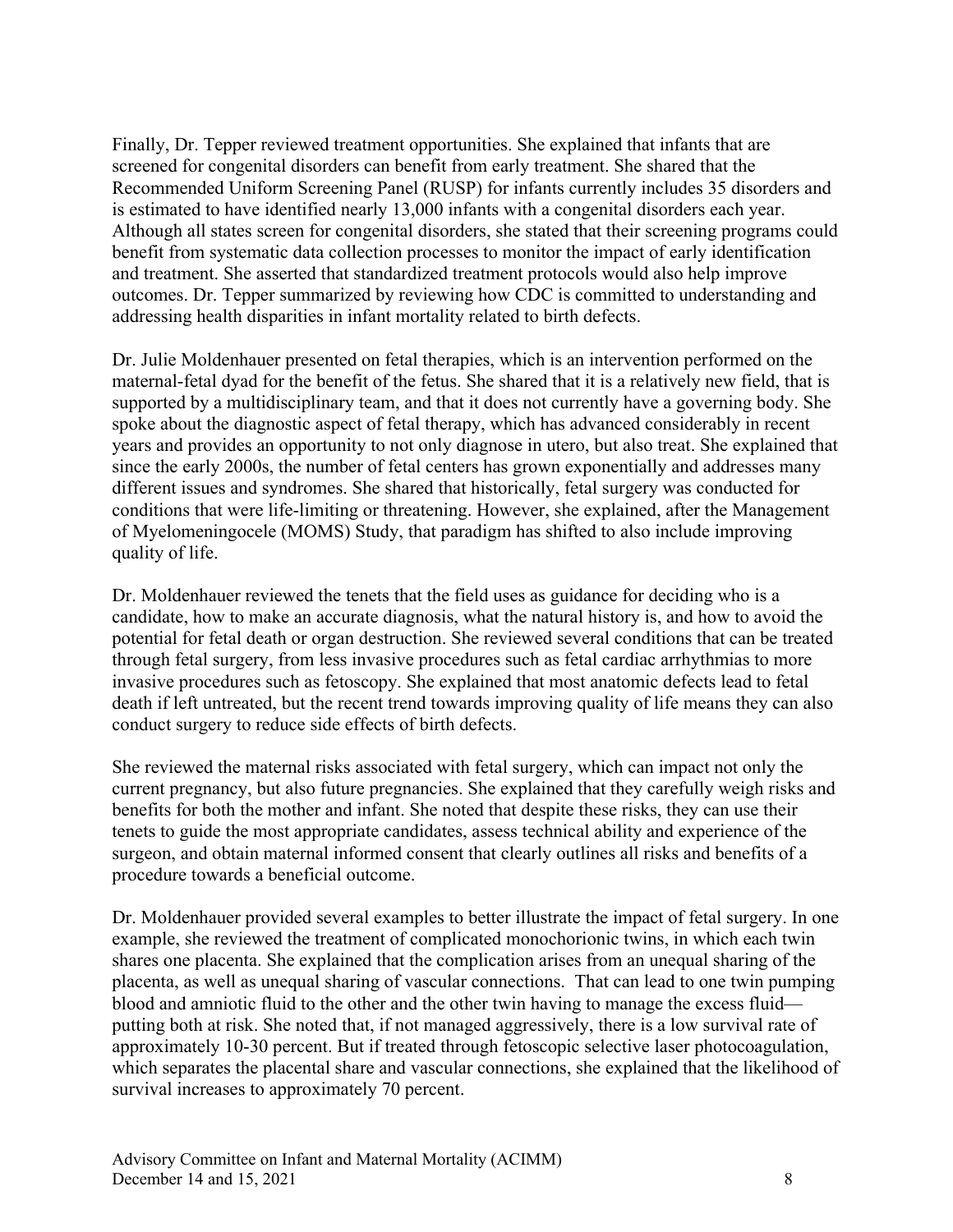Finally, Dr. Tepper reviewed treatment opportunities. She explained that infants that are screened for congenital disorders can benefit from early treatment. She shared that the Recommended Uniform Screening Panel (RUSP) for infants currently includes 35 disorders and is estimated to have identified nearly 13,000 infants with a congenital disorders each year. Although all states screen for congenital disorders, she stated that their screening programs could benefit from systematic data collection processes to monitor the impact of early identification and treatment. She asserted that standardized treatment protocols would also help improve outcomes. Dr. Tepper summarized by reviewing how CDC is committed to understanding and addressing health disparities in infant mortality related to birth defects.

Dr. Julie Moldenhauer presented on fetal therapies, which is an intervention performed on the maternal-fetal dyad for the benefit of the fetus. She shared that it is a relatively new field, that is supported by a multidisciplinary team, and that it does not currently have a governing body. She spoke about the diagnostic aspect of fetal therapy, which has advanced considerably in recent years and provides an opportunity to not only diagnose in utero, but also treat. She explained that since the early 2000s, the number of fetal centers has grown exponentially and addresses many different issues and syndromes. She shared that historically, fetal surgery was conducted for conditions that were life-limiting or threatening. However, she explained, after the Management of Myelomeningocele (MOMS) Study, that paradigm has shifted to also include improving quality of life.

Dr. Moldenhauer reviewed the tenets that the field uses as guidance for deciding who is a candidate, how to make an accurate diagnosis, what the natural history is, and how to avoid the potential for fetal death or organ destruction. She reviewed several conditions that can be treated through fetal surgery, from less invasive procedures such as fetal cardiac arrhythmias to more invasive procedures such as fetoscopy. She explained that most anatomic defects lead to fetal death if left untreated, but the recent trend towards improving quality of life means they can also conduct surgery to reduce side effects of birth defects.

She reviewed the maternal risks associated with fetal surgery, which can impact not only the current pregnancy, but also future pregnancies. She explained that they carefully weigh risks and benefits for both the mother and infant. She noted that despite these risks, they can use their tenets to guide the most appropriate candidates, assess technical ability and experience of the surgeon, and obtain maternal informed consent that clearly outlines all risks and benefits of a procedure towards a beneficial outcome.

Dr. Moldenhauer provided several examples to better illustrate the impact of fetal surgery. In one example, she reviewed the treatment of complicated monochorionic twins, in which each twin shares one placenta. She explained that the complication arises from an unequal sharing of the placenta, as well as unequal sharing of vascular connections. That can lead to one twin pumping blood and amniotic fluid to the other and the other twin having to manage the excess fluid—putting both at risk. She noted that, if not managed aggressively, there is a low survival rate of approximately 10-30 percent. But if treated through fetoscopic selective laser photocoagulation, which separates the placental share and vascular connections, she explained that the likelihood of survival increases to approximately 70 percent.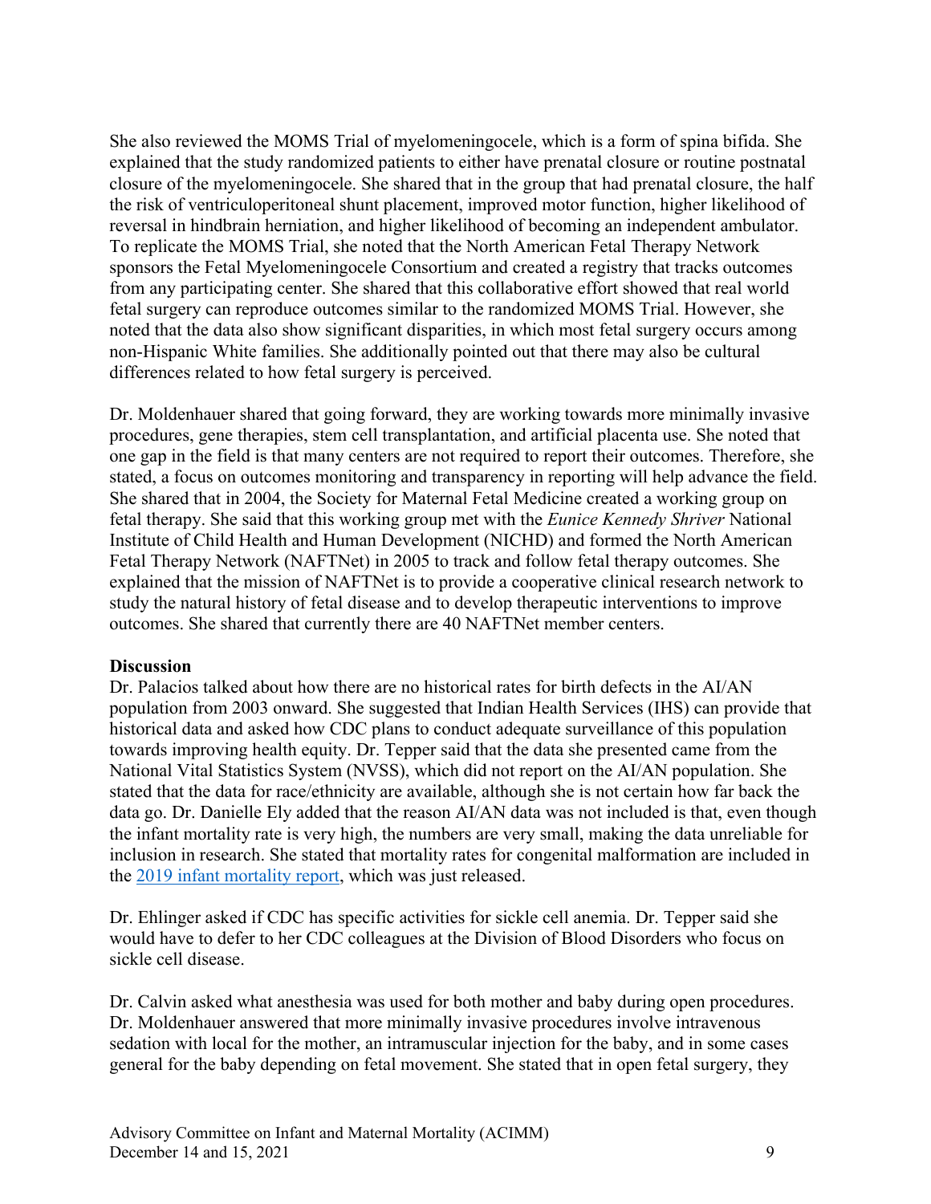She also reviewed the MOMS Trial of myelomeningocele, which is a form of spina bifida. She explained that the study randomized patients to either have prenatal closure or routine postnatal closure of the myelomeningocele. She shared that in the group that had prenatal closure, the half the risk of ventriculoperitoneal shunt placement, improved motor function, higher likelihood of reversal in hindbrain herniation, and higher likelihood of becoming an independent ambulator. To replicate the MOMS Trial, she noted that the North American Fetal Therapy Network sponsors the Fetal Myelomeningocele Consortium and created a registry that tracks outcomes from any participating center. She shared that this collaborative effort showed that real world fetal surgery can reproduce outcomes similar to the randomized MOMS Trial. However, she noted that the data also show significant disparities, in which most fetal surgery occurs among non-Hispanic White families. She additionally pointed out that there may also be cultural differences related to how fetal surgery is perceived.

Dr. Moldenhauer shared that going forward, they are working towards more minimally invasive procedures, gene therapies, stem cell transplantation, and artificial placenta use. She noted that one gap in the field is that many centers are not required to report their outcomes. Therefore, she stated, a focus on outcomes monitoring and transparency in reporting will help advance the field. She shared that in 2004, the Society for Maternal Fetal Medicine created a working group on fetal therapy. She said that this working group met with the *Eunice Kennedy Shriver* National Institute of Child Health and Human Development (NICHD) and formed the North American Fetal Therapy Network (NAFTNet) in 2005 to track and follow fetal therapy outcomes. She explained that the mission of NAFTNet is to provide a cooperative clinical research network to study the natural history of fetal disease and to develop therapeutic interventions to improve outcomes. She shared that currently there are 40 NAFTNet member centers.

**Discussion**

Dr. Palacios talked about how there are no historical rates for birth defects in the AI/AN population from 2003 onward. She suggested that Indian Health Services (IHS) can provide that historical data and asked how CDC plans to conduct adequate surveillance of this population towards improving health equity. Dr. Tepper said that the data she presented came from the National Vital Statistics System (NVSS), which did not report on the AI/AN population. She stated that the data for race/ethnicity are available, although she is not certain how far back the data go. Dr. Danielle Ely added that the reason AI/AN data was not included is that, even though the infant mortality rate is very high, the numbers are very small, making the data unreliable for inclusion in research. She stated that mortality rates for congenital malformation are included in the [2019 infant mortality report](), which was just released.

Dr. Ehlinger asked if CDC has specific activities for sickle cell anemia. Dr. Tepper said she would have to defer to her CDC colleagues at the Division of Blood Disorders who focus on sickle cell disease.

Dr. Calvin asked what anesthesia was used for both mother and baby during open procedures. Dr. Moldenhauer answered that more minimally invasive procedures involve intravenous sedation with local for the mother, an intramuscular injection for the baby, and in some cases general for the baby depending on fetal movement. She stated that in open fetal surgery, they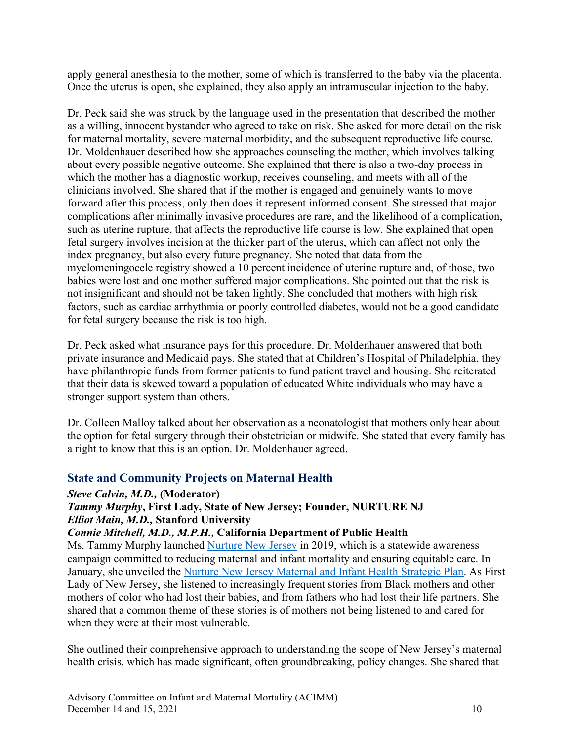apply general anesthesia to the mother, some of which is transferred to the baby via the placenta. Once the uterus is open, she explained, they also apply an intramuscular injection to the baby.

Dr. Peck said she was struck by the language used in the presentation that described the mother as a willing, innocent bystander who agreed to take on risk. She asked for more detail on the risk for maternal mortality, severe maternal morbidity, and the subsequent reproductive life course. Dr. Moldenhauer described how she approaches counseling the mother, which involves talking about every possible negative outcome. She explained that there is also a two-day process in which the mother has a diagnostic workup, receives counseling, and meets with all of the clinicians involved. She shared that if the mother is engaged and genuinely wants to move forward after this process, only then does it represent informed consent. She stressed that major complications after minimally invasive procedures are rare, and the likelihood of a complication, such as uterine rupture, that affects the reproductive life course is low. She explained that open fetal surgery involves incision at the thicker part of the uterus, which can affect not only the index pregnancy, but also every future pregnancy. She noted that data from the myelomeningocele registry showed a 10 percent incidence of uterine rupture and, of those, two babies were lost and one mother suffered major complications. She pointed out that the risk is not insignificant and should not be taken lightly. She concluded that mothers with high risk factors, such as cardiac arrhythmia or poorly controlled diabetes, would not be a good candidate for fetal surgery because the risk is too high.

Dr. Peck asked what insurance pays for this procedure. Dr. Moldenhauer answered that both private insurance and Medicaid pays. She stated that at Children's Hospital of Philadelphia, they have philanthropic funds from former patients to fund patient travel and housing. She reiterated that their data is skewed toward a population of educated White individuals who may have a stronger support system than others.

Dr. Colleen Malloy talked about her observation as a neonatologist that mothers only hear about the option for fetal surgery through their obstetrician or midwife. She stated that every family has a right to know that this is an option. Dr. Moldenhauer agreed.

## State and Community Projects on Maternal Health

***Steve Calvin, M.D.,*** **(Moderator)**
***Tammy Murphy*****, First Lady, State of New Jersey; Founder, NURTURE NJ**
***Elliot Main, M.D.,*** **Stanford University**
***Connie Mitchell, M.D., M.P.H.,*** **California Department of Public Health**

Ms. Tammy Murphy launched [Nurture New Jersey](#) in 2019, which is a statewide awareness campaign committed to reducing maternal and infant mortality and ensuring equitable care. In January, she unveiled the [Nurture New Jersey Maternal and Infant Health Strategic Plan](#). As First Lady of New Jersey, she listened to increasingly frequent stories from Black mothers and other mothers of color who had lost their babies, and from fathers who had lost their life partners. She shared that a common theme of these stories is of mothers not being listened to and cared for when they were at their most vulnerable.

She outlined their comprehensive approach to understanding the scope of New Jersey's maternal health crisis, which has made significant, often groundbreaking, policy changes. She shared that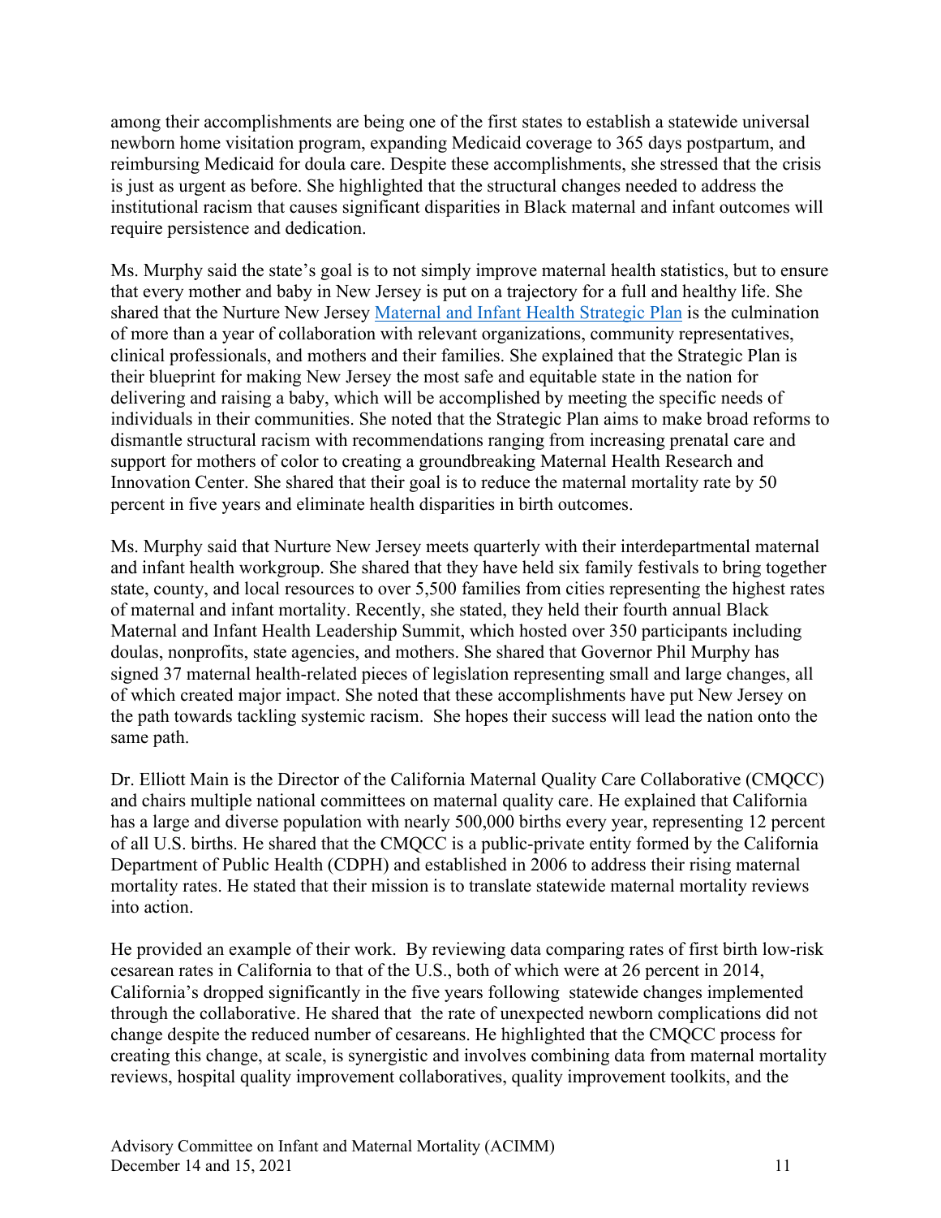among their accomplishments are being one of the first states to establish a statewide universal newborn home visitation program, expanding Medicaid coverage to 365 days postpartum, and reimbursing Medicaid for doula care. Despite these accomplishments, she stressed that the crisis is just as urgent as before. She highlighted that the structural changes needed to address the institutional racism that causes significant disparities in Black maternal and infant outcomes will require persistence and dedication.

Ms. Murphy said the state's goal is to not simply improve maternal health statistics, but to ensure that every mother and baby in New Jersey is put on a trajectory for a full and healthy life. She shared that the Nurture New Jersey [Maternal and Infant Health Strategic Plan] is the culmination of more than a year of collaboration with relevant organizations, community representatives, clinical professionals, and mothers and their families. She explained that the Strategic Plan is their blueprint for making New Jersey the most safe and equitable state in the nation for delivering and raising a baby, which will be accomplished by meeting the specific needs of individuals in their communities. She noted that the Strategic Plan aims to make broad reforms to dismantle structural racism with recommendations ranging from increasing prenatal care and support for mothers of color to creating a groundbreaking Maternal Health Research and Innovation Center. She shared that their goal is to reduce the maternal mortality rate by 50 percent in five years and eliminate health disparities in birth outcomes.

Ms. Murphy said that Nurture New Jersey meets quarterly with their interdepartmental maternal and infant health workgroup. She shared that they have held six family festivals to bring together state, county, and local resources to over 5,500 families from cities representing the highest rates of maternal and infant mortality. Recently, she stated, they held their fourth annual Black Maternal and Infant Health Leadership Summit, which hosted over 350 participants including doulas, nonprofits, state agencies, and mothers. She shared that Governor Phil Murphy has signed 37 maternal health-related pieces of legislation representing small and large changes, all of which created major impact. She noted that these accomplishments have put New Jersey on the path towards tackling systemic racism. She hopes their success will lead the nation onto the same path.

Dr. Elliott Main is the Director of the California Maternal Quality Care Collaborative (CMQCC) and chairs multiple national committees on maternal quality care. He explained that California has a large and diverse population with nearly 500,000 births every year, representing 12 percent of all U.S. births. He shared that the CMQCC is a public-private entity formed by the California Department of Public Health (CDPH) and established in 2006 to address their rising maternal mortality rates. He stated that their mission is to translate statewide maternal mortality reviews into action.

He provided an example of their work. By reviewing data comparing rates of first birth low-risk cesarean rates in California to that of the U.S., both of which were at 26 percent in 2014, California's dropped significantly in the five years following statewide changes implemented through the collaborative. He shared that the rate of unexpected newborn complications did not change despite the reduced number of cesareans. He highlighted that the CMQCC process for creating this change, at scale, is synergistic and involves combining data from maternal mortality reviews, hospital quality improvement collaboratives, quality improvement toolkits, and the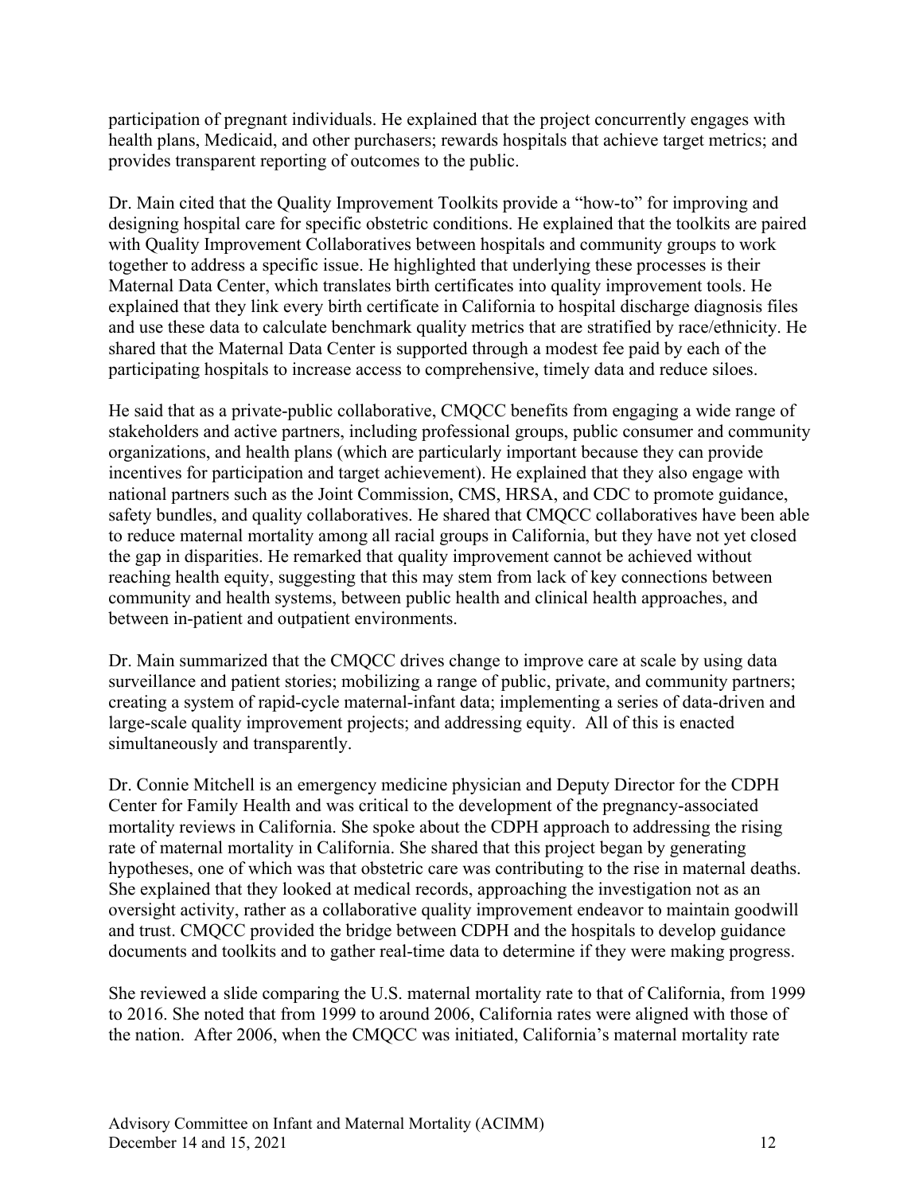participation of pregnant individuals. He explained that the project concurrently engages with health plans, Medicaid, and other purchasers; rewards hospitals that achieve target metrics; and provides transparent reporting of outcomes to the public.

Dr. Main cited that the Quality Improvement Toolkits provide a "how-to" for improving and designing hospital care for specific obstetric conditions. He explained that the toolkits are paired with Quality Improvement Collaboratives between hospitals and community groups to work together to address a specific issue. He highlighted that underlying these processes is their Maternal Data Center, which translates birth certificates into quality improvement tools. He explained that they link every birth certificate in California to hospital discharge diagnosis files and use these data to calculate benchmark quality metrics that are stratified by race/ethnicity. He shared that the Maternal Data Center is supported through a modest fee paid by each of the participating hospitals to increase access to comprehensive, timely data and reduce siloes.

He said that as a private-public collaborative, CMQCC benefits from engaging a wide range of stakeholders and active partners, including professional groups, public consumer and community organizations, and health plans (which are particularly important because they can provide incentives for participation and target achievement). He explained that they also engage with national partners such as the Joint Commission, CMS, HRSA, and CDC to promote guidance, safety bundles, and quality collaboratives. He shared that CMQCC collaboratives have been able to reduce maternal mortality among all racial groups in California, but they have not yet closed the gap in disparities. He remarked that quality improvement cannot be achieved without reaching health equity, suggesting that this may stem from lack of key connections between community and health systems, between public health and clinical health approaches, and between in-patient and outpatient environments.

Dr. Main summarized that the CMQCC drives change to improve care at scale by using data surveillance and patient stories; mobilizing a range of public, private, and community partners; creating a system of rapid-cycle maternal-infant data; implementing a series of data-driven and large-scale quality improvement projects; and addressing equity. All of this is enacted simultaneously and transparently.

Dr. Connie Mitchell is an emergency medicine physician and Deputy Director for the CDPH Center for Family Health and was critical to the development of the pregnancy-associated mortality reviews in California. She spoke about the CDPH approach to addressing the rising rate of maternal mortality in California. She shared that this project began by generating hypotheses, one of which was that obstetric care was contributing to the rise in maternal deaths. She explained that they looked at medical records, approaching the investigation not as an oversight activity, rather as a collaborative quality improvement endeavor to maintain goodwill and trust. CMQCC provided the bridge between CDPH and the hospitals to develop guidance documents and toolkits and to gather real-time data to determine if they were making progress.

She reviewed a slide comparing the U.S. maternal mortality rate to that of California, from 1999 to 2016. She noted that from 1999 to around 2006, California rates were aligned with those of the nation. After 2006, when the CMQCC was initiated, California's maternal mortality rate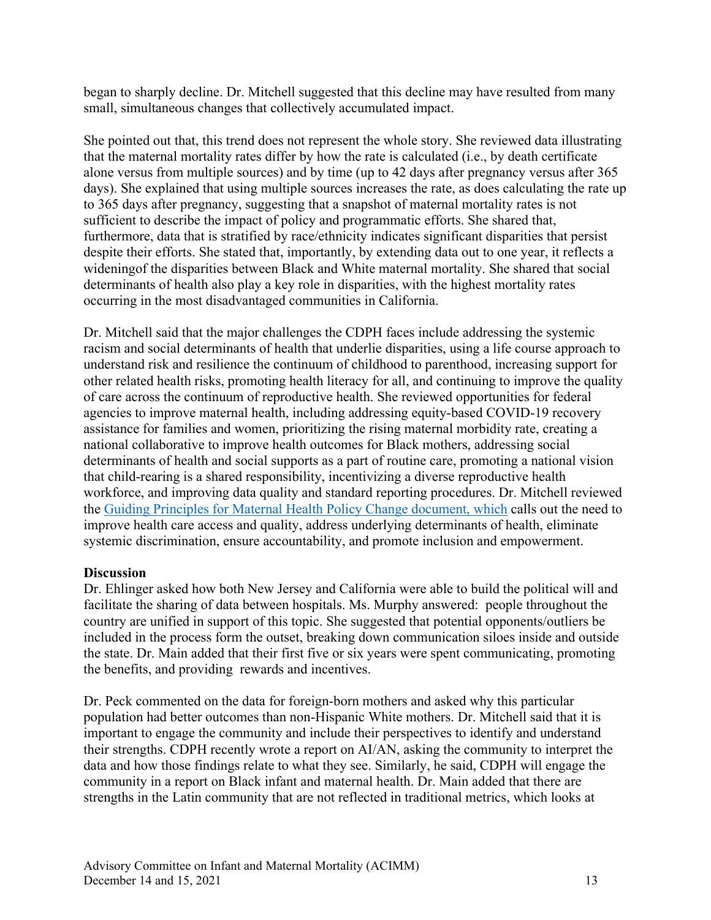began to sharply decline. Dr. Mitchell suggested that this decline may have resulted from many small, simultaneous changes that collectively accumulated impact.

She pointed out that, this trend does not represent the whole story. She reviewed data illustrating that the maternal mortality rates differ by how the rate is calculated (i.e., by death certificate alone versus from multiple sources) and by time (up to 42 days after pregnancy versus after 365 days). She explained that using multiple sources increases the rate, as does calculating the rate up to 365 days after pregnancy, suggesting that a snapshot of maternal mortality rates is not sufficient to describe the impact of policy and programmatic efforts. She shared that, furthermore, data that is stratified by race/ethnicity indicates significant disparities that persist despite their efforts. She stated that, importantly, by extending data out to one year, it reflects a wideningof the disparities between Black and White maternal mortality. She shared that social determinants of health also play a key role in disparities, with the highest mortality rates occurring in the most disadvantaged communities in California.

Dr. Mitchell said that the major challenges the CDPH faces include addressing the systemic racism and social determinants of health that underlie disparities, using a life course approach to understand risk and resilience the continuum of childhood to parenthood, increasing support for other related health risks, promoting health literacy for all, and continuing to improve the quality of care across the continuum of reproductive health. She reviewed opportunities for federal agencies to improve maternal health, including addressing equity-based COVID-19 recovery assistance for families and women, prioritizing the rising maternal morbidity rate, creating a national collaborative to improve health outcomes for Black mothers, addressing social determinants of health and social supports as a part of routine care, promoting a national vision that child-rearing is a shared responsibility, incentivizing a diverse reproductive health workforce, and improving data quality and standard reporting procedures. Dr. Mitchell reviewed the Guiding Principles for Maternal Health Policy Change document, which calls out the need to improve health care access and quality, address underlying determinants of health, eliminate systemic discrimination, ensure accountability, and promote inclusion and empowerment.

**Discussion**

Dr. Ehlinger asked how both New Jersey and California were able to build the political will and facilitate the sharing of data between hospitals. Ms. Murphy answered: people throughout the country are unified in support of this topic. She suggested that potential opponents/outliers be included in the process form the outset, breaking down communication siloes inside and outside the state. Dr. Main added that their first five or six years were spent communicating, promoting the benefits, and providing rewards and incentives.

Dr. Peck commented on the data for foreign-born mothers and asked why this particular population had better outcomes than non-Hispanic White mothers. Dr. Mitchell said that it is important to engage the community and include their perspectives to identify and understand their strengths. CDPH recently wrote a report on AI/AN, asking the community to interpret the data and how those findings relate to what they see. Similarly, he said, CDPH will engage the community in a report on Black infant and maternal health. Dr. Main added that there are strengths in the Latin community that are not reflected in traditional metrics, which looks at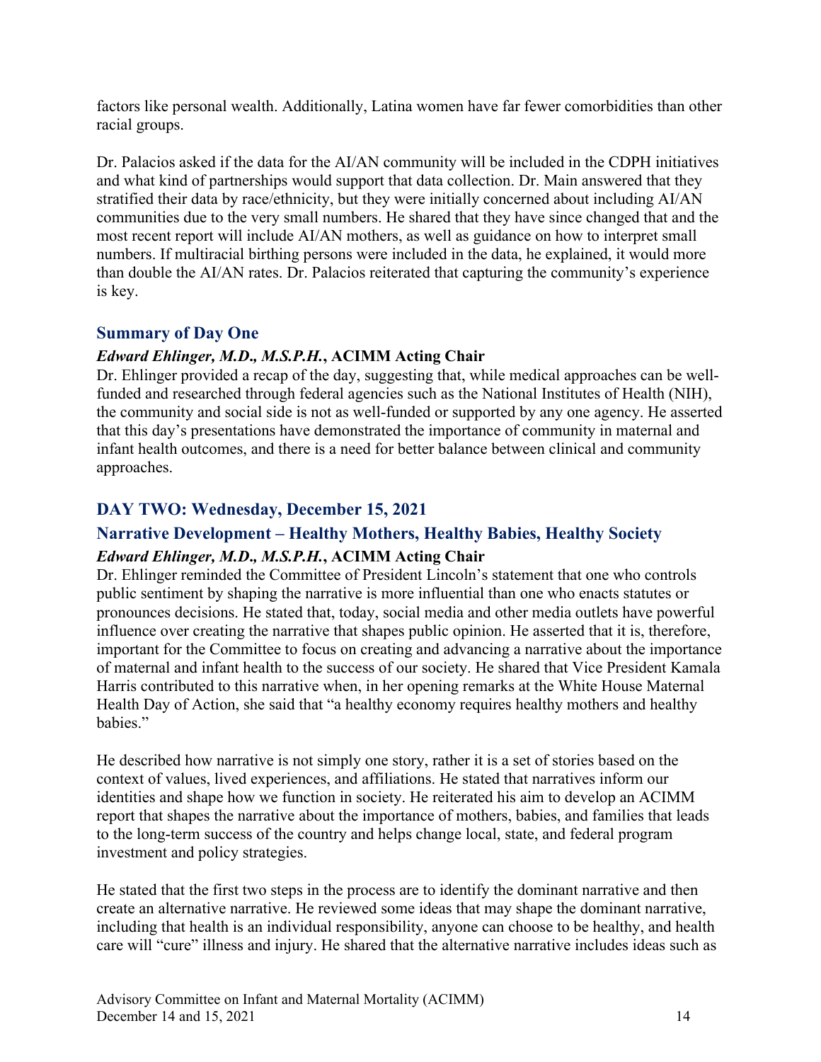factors like personal wealth. Additionally, Latina women have far fewer comorbidities than other racial groups.

Dr. Palacios asked if the data for the AI/AN community will be included in the CDPH initiatives and what kind of partnerships would support that data collection. Dr. Main answered that they stratified their data by race/ethnicity, but they were initially concerned about including AI/AN communities due to the very small numbers. He shared that they have since changed that and the most recent report will include AI/AN mothers, as well as guidance on how to interpret small numbers. If multiracial birthing persons were included in the data, he explained, it would more than double the AI/AN rates. Dr. Palacios reiterated that capturing the community's experience is key.

## Summary of Day One

***Edward Ehlinger, M.D., M.S.P.H.*, ACIMM Acting Chair**

Dr. Ehlinger provided a recap of the day, suggesting that, while medical approaches can be well-funded and researched through federal agencies such as the National Institutes of Health (NIH), the community and social side is not as well-funded or supported by any one agency. He asserted that this day's presentations have demonstrated the importance of community in maternal and infant health outcomes, and there is a need for better balance between clinical and community approaches.

## DAY TWO: Wednesday, December 15, 2021

## Narrative Development – Healthy Mothers, Healthy Babies, Healthy Society

***Edward Ehlinger, M.D., M.S.P.H.*, ACIMM Acting Chair**

Dr. Ehlinger reminded the Committee of President Lincoln's statement that one who controls public sentiment by shaping the narrative is more influential than one who enacts statutes or pronounces decisions. He stated that, today, social media and other media outlets have powerful influence over creating the narrative that shapes public opinion. He asserted that it is, therefore, important for the Committee to focus on creating and advancing a narrative about the importance of maternal and infant health to the success of our society. He shared that Vice President Kamala Harris contributed to this narrative when, in her opening remarks at the White House Maternal Health Day of Action, she said that "a healthy economy requires healthy mothers and healthy babies."

He described how narrative is not simply one story, rather it is a set of stories based on the context of values, lived experiences, and affiliations. He stated that narratives inform our identities and shape how we function in society. He reiterated his aim to develop an ACIMM report that shapes the narrative about the importance of mothers, babies, and families that leads to the long-term success of the country and helps change local, state, and federal program investment and policy strategies.

He stated that the first two steps in the process are to identify the dominant narrative and then create an alternative narrative. He reviewed some ideas that may shape the dominant narrative, including that health is an individual responsibility, anyone can choose to be healthy, and health care will "cure" illness and injury. He shared that the alternative narrative includes ideas such as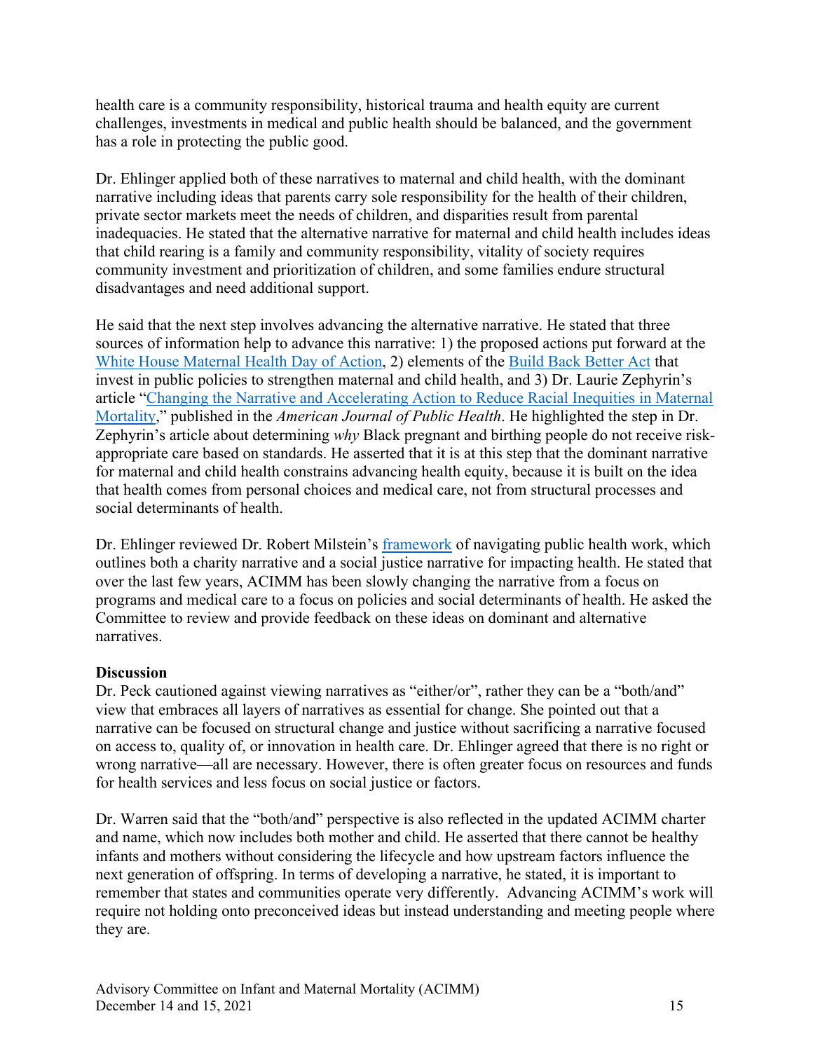health care is a community responsibility, historical trauma and health equity are current challenges, investments in medical and public health should be balanced, and the government has a role in protecting the public good.

Dr. Ehlinger applied both of these narratives to maternal and child health, with the dominant narrative including ideas that parents carry sole responsibility for the health of their children, private sector markets meet the needs of children, and disparities result from parental inadequacies. He stated that the alternative narrative for maternal and child health includes ideas that child rearing is a family and community responsibility, vitality of society requires community investment and prioritization of children, and some families endure structural disadvantages and need additional support.

He said that the next step involves advancing the alternative narrative. He stated that three sources of information help to advance this narrative: 1) the proposed actions put forward at the White House Maternal Health Day of Action, 2) elements of the Build Back Better Act that invest in public policies to strengthen maternal and child health, and 3) Dr. Laurie Zephyrin's article "Changing the Narrative and Accelerating Action to Reduce Racial Inequities in Maternal Mortality," published in the *American Journal of Public Health*. He highlighted the step in Dr. Zephyrin's article about determining *why* Black pregnant and birthing people do not receive risk-appropriate care based on standards. He asserted that it is at this step that the dominant narrative for maternal and child health constrains advancing health equity, because it is built on the idea that health comes from personal choices and medical care, not from structural processes and social determinants of health.

Dr. Ehlinger reviewed Dr. Robert Milstein's framework of navigating public health work, which outlines both a charity narrative and a social justice narrative for impacting health. He stated that over the last few years, ACIMM has been slowly changing the narrative from a focus on programs and medical care to a focus on policies and social determinants of health. He asked the Committee to review and provide feedback on these ideas on dominant and alternative narratives.

**Discussion**

Dr. Peck cautioned against viewing narratives as "either/or", rather they can be a "both/and" view that embraces all layers of narratives as essential for change. She pointed out that a narrative can be focused on structural change and justice without sacrificing a narrative focused on access to, quality of, or innovation in health care. Dr. Ehlinger agreed that there is no right or wrong narrative—all are necessary. However, there is often greater focus on resources and funds for health services and less focus on social justice or factors.

Dr. Warren said that the "both/and" perspective is also reflected in the updated ACIMM charter and name, which now includes both mother and child. He asserted that there cannot be healthy infants and mothers without considering the lifecycle and how upstream factors influence the next generation of offspring. In terms of developing a narrative, he stated, it is important to remember that states and communities operate very differently. Advancing ACIMM's work will require not holding onto preconceived ideas but instead understanding and meeting people where they are.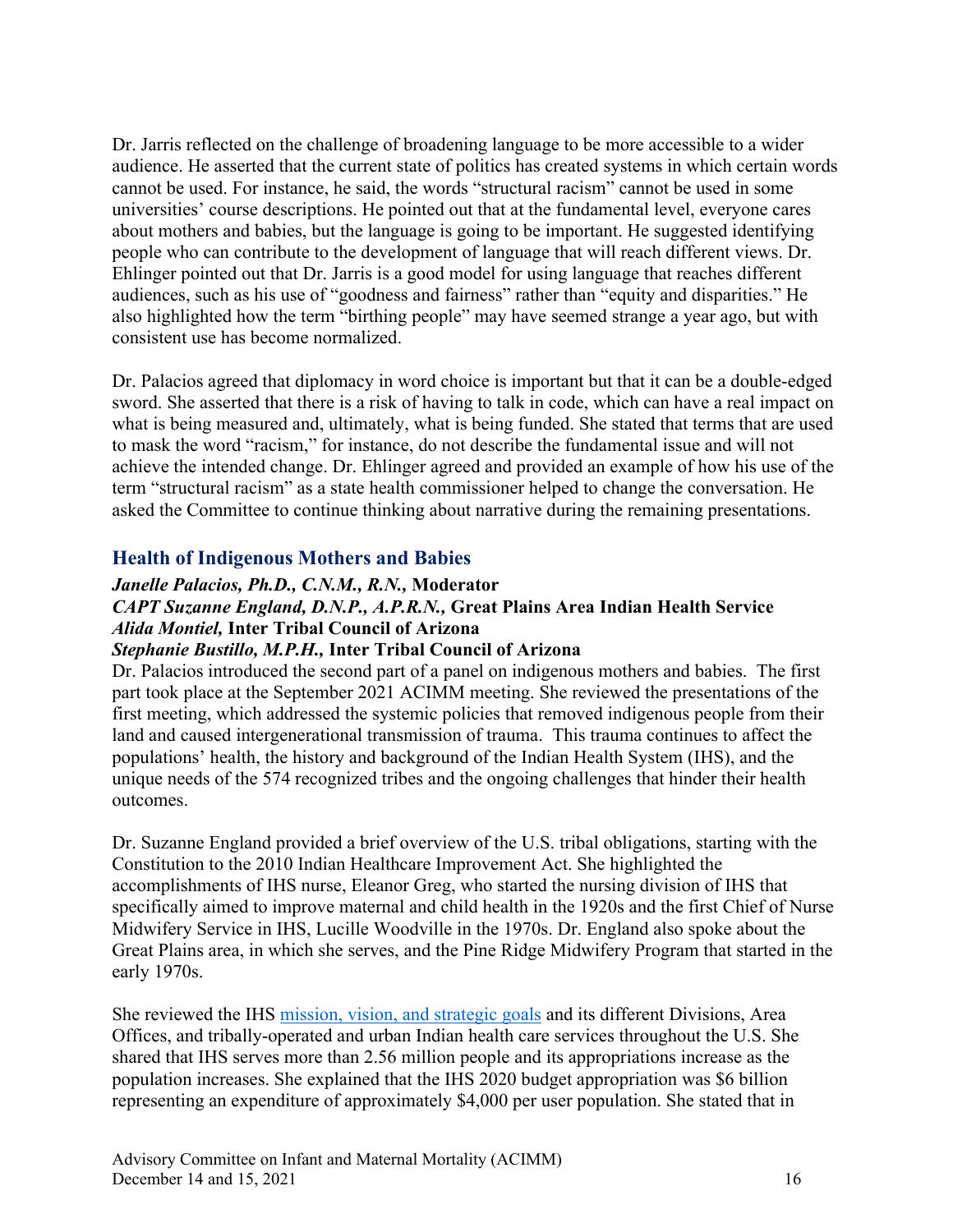Dr. Jarris reflected on the challenge of broadening language to be more accessible to a wider audience. He asserted that the current state of politics has created systems in which certain words cannot be used. For instance, he said, the words "structural racism" cannot be used in some universities' course descriptions. He pointed out that at the fundamental level, everyone cares about mothers and babies, but the language is going to be important. He suggested identifying people who can contribute to the development of language that will reach different views. Dr. Ehlinger pointed out that Dr. Jarris is a good model for using language that reaches different audiences, such as his use of "goodness and fairness" rather than "equity and disparities." He also highlighted how the term "birthing people" may have seemed strange a year ago, but with consistent use has become normalized.

Dr. Palacios agreed that diplomacy in word choice is important but that it can be a double-edged sword. She asserted that there is a risk of having to talk in code, which can have a real impact on what is being measured and, ultimately, what is being funded. She stated that terms that are used to mask the word "racism," for instance, do not describe the fundamental issue and will not achieve the intended change. Dr. Ehlinger agreed and provided an example of how his use of the term "structural racism" as a state health commissioner helped to change the conversation. He asked the Committee to continue thinking about narrative during the remaining presentations.

## Health of Indigenous Mothers and Babies

***Janelle Palacios, Ph.D., C.N.M., R.N.,*** **Moderator**
***CAPT Suzanne England, D.N.P., A.P.R.N.,*** **Great Plains Area Indian Health Service**
***Alida Montiel,*** **Inter Tribal Council of Arizona**
***Stephanie Bustillo, M.P.H.,*** **Inter Tribal Council of Arizona**

Dr. Palacios introduced the second part of a panel on indigenous mothers and babies. The first part took place at the September 2021 ACIMM meeting. She reviewed the presentations of the first meeting, which addressed the systemic policies that removed indigenous people from their land and caused intergenerational transmission of trauma. This trauma continues to affect the populations' health, the history and background of the Indian Health System (IHS), and the unique needs of the 574 recognized tribes and the ongoing challenges that hinder their health outcomes.

Dr. Suzanne England provided a brief overview of the U.S. tribal obligations, starting with the Constitution to the 2010 Indian Healthcare Improvement Act. She highlighted the accomplishments of IHS nurse, Eleanor Greg, who started the nursing division of IHS that specifically aimed to improve maternal and child health in the 1920s and the first Chief of Nurse Midwifery Service in IHS, Lucille Woodville in the 1970s. Dr. England also spoke about the Great Plains area, in which she serves, and the Pine Ridge Midwifery Program that started in the early 1970s.

She reviewed the IHS [mission, vision, and strategic goals] and its different Divisions, Area Offices, and tribally-operated and urban Indian health care services throughout the U.S. She shared that IHS serves more than 2.56 million people and its appropriations increase as the population increases. She explained that the IHS 2020 budget appropriation was $6 billion representing an expenditure of approximately $4,000 per user population. She stated that in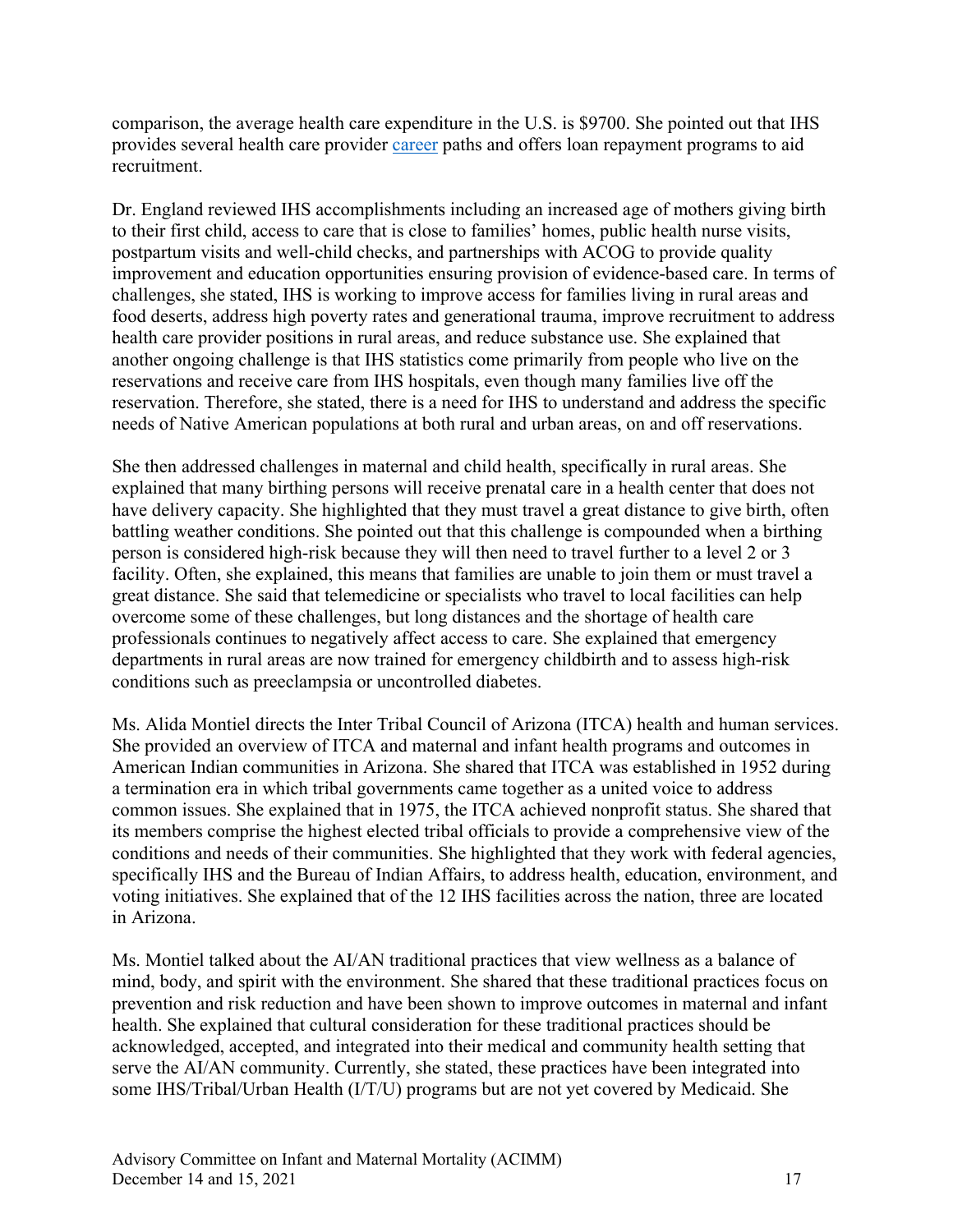comparison, the average health care expenditure in the U.S. is $9700. She pointed out that IHS provides several health care provider [career](career) paths and offers loan repayment programs to aid recruitment.

Dr. England reviewed IHS accomplishments including an increased age of mothers giving birth to their first child, access to care that is close to families' homes, public health nurse visits, postpartum visits and well-child checks, and partnerships with ACOG to provide quality improvement and education opportunities ensuring provision of evidence-based care. In terms of challenges, she stated, IHS is working to improve access for families living in rural areas and food deserts, address high poverty rates and generational trauma, improve recruitment to address health care provider positions in rural areas, and reduce substance use. She explained that another ongoing challenge is that IHS statistics come primarily from people who live on the reservations and receive care from IHS hospitals, even though many families live off the reservation. Therefore, she stated, there is a need for IHS to understand and address the specific needs of Native American populations at both rural and urban areas, on and off reservations.

She then addressed challenges in maternal and child health, specifically in rural areas. She explained that many birthing persons will receive prenatal care in a health center that does not have delivery capacity. She highlighted that they must travel a great distance to give birth, often battling weather conditions. She pointed out that this challenge is compounded when a birthing person is considered high-risk because they will then need to travel further to a level 2 or 3 facility. Often, she explained, this means that families are unable to join them or must travel a great distance. She said that telemedicine or specialists who travel to local facilities can help overcome some of these challenges, but long distances and the shortage of health care professionals continues to negatively affect access to care. She explained that emergency departments in rural areas are now trained for emergency childbirth and to assess high-risk conditions such as preeclampsia or uncontrolled diabetes.

Ms. Alida Montiel directs the Inter Tribal Council of Arizona (ITCA) health and human services. She provided an overview of ITCA and maternal and infant health programs and outcomes in American Indian communities in Arizona. She shared that ITCA was established in 1952 during a termination era in which tribal governments came together as a united voice to address common issues. She explained that in 1975, the ITCA achieved nonprofit status. She shared that its members comprise the highest elected tribal officials to provide a comprehensive view of the conditions and needs of their communities. She highlighted that they work with federal agencies, specifically IHS and the Bureau of Indian Affairs, to address health, education, environment, and voting initiatives. She explained that of the 12 IHS facilities across the nation, three are located in Arizona.

Ms. Montiel talked about the AI/AN traditional practices that view wellness as a balance of mind, body, and spirit with the environment. She shared that these traditional practices focus on prevention and risk reduction and have been shown to improve outcomes in maternal and infant health. She explained that cultural consideration for these traditional practices should be acknowledged, accepted, and integrated into their medical and community health setting that serve the AI/AN community. Currently, she stated, these practices have been integrated into some IHS/Tribal/Urban Health (I/T/U) programs but are not yet covered by Medicaid. She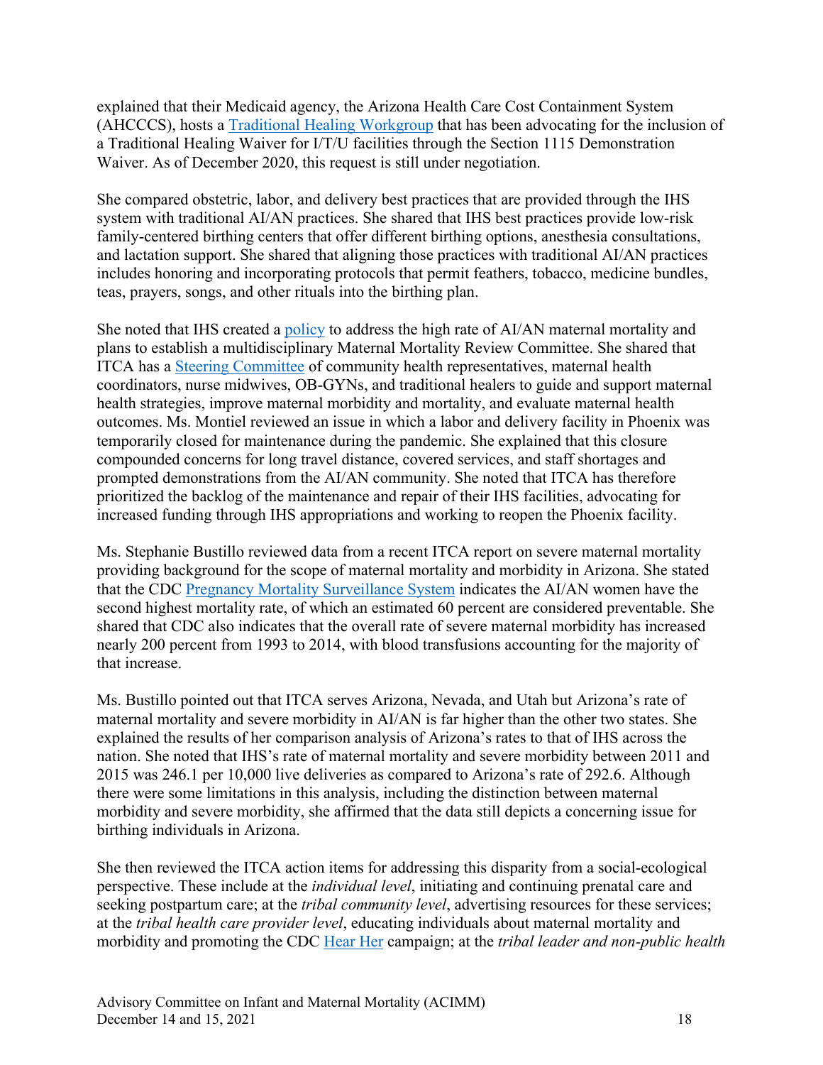explained that their Medicaid agency, the Arizona Health Care Cost Containment System (AHCCCS), hosts a Traditional Healing Workgroup that has been advocating for the inclusion of a Traditional Healing Waiver for I/T/U facilities through the Section 1115 Demonstration Waiver. As of December 2020, this request is still under negotiation.

She compared obstetric, labor, and delivery best practices that are provided through the IHS system with traditional AI/AN practices. She shared that IHS best practices provide low-risk family-centered birthing centers that offer different birthing options, anesthesia consultations, and lactation support. She shared that aligning those practices with traditional AI/AN practices includes honoring and incorporating protocols that permit feathers, tobacco, medicine bundles, teas, prayers, songs, and other rituals into the birthing plan.

She noted that IHS created a policy to address the high rate of AI/AN maternal mortality and plans to establish a multidisciplinary Maternal Mortality Review Committee. She shared that ITCA has a Steering Committee of community health representatives, maternal health coordinators, nurse midwives, OB-GYNs, and traditional healers to guide and support maternal health strategies, improve maternal morbidity and mortality, and evaluate maternal health outcomes. Ms. Montiel reviewed an issue in which a labor and delivery facility in Phoenix was temporarily closed for maintenance during the pandemic. She explained that this closure compounded concerns for long travel distance, covered services, and staff shortages and prompted demonstrations from the AI/AN community. She noted that ITCA has therefore prioritized the backlog of the maintenance and repair of their IHS facilities, advocating for increased funding through IHS appropriations and working to reopen the Phoenix facility.

Ms. Stephanie Bustillo reviewed data from a recent ITCA report on severe maternal mortality providing background for the scope of maternal mortality and morbidity in Arizona. She stated that the CDC Pregnancy Mortality Surveillance System indicates the AI/AN women have the second highest mortality rate, of which an estimated 60 percent are considered preventable. She shared that CDC also indicates that the overall rate of severe maternal morbidity has increased nearly 200 percent from 1993 to 2014, with blood transfusions accounting for the majority of that increase.

Ms. Bustillo pointed out that ITCA serves Arizona, Nevada, and Utah but Arizona's rate of maternal mortality and severe morbidity in AI/AN is far higher than the other two states. She explained the results of her comparison analysis of Arizona's rates to that of IHS across the nation. She noted that IHS's rate of maternal mortality and severe morbidity between 2011 and 2015 was 246.1 per 10,000 live deliveries as compared to Arizona's rate of 292.6. Although there were some limitations in this analysis, including the distinction between maternal morbidity and severe morbidity, she affirmed that the data still depicts a concerning issue for birthing individuals in Arizona.

She then reviewed the ITCA action items for addressing this disparity from a social-ecological perspective. These include at the *individual level*, initiating and continuing prenatal care and seeking postpartum care; at the *tribal community level*, advertising resources for these services; at the *tribal health care provider level*, educating individuals about maternal mortality and morbidity and promoting the CDC Hear Her campaign; at the *tribal leader and non-public health*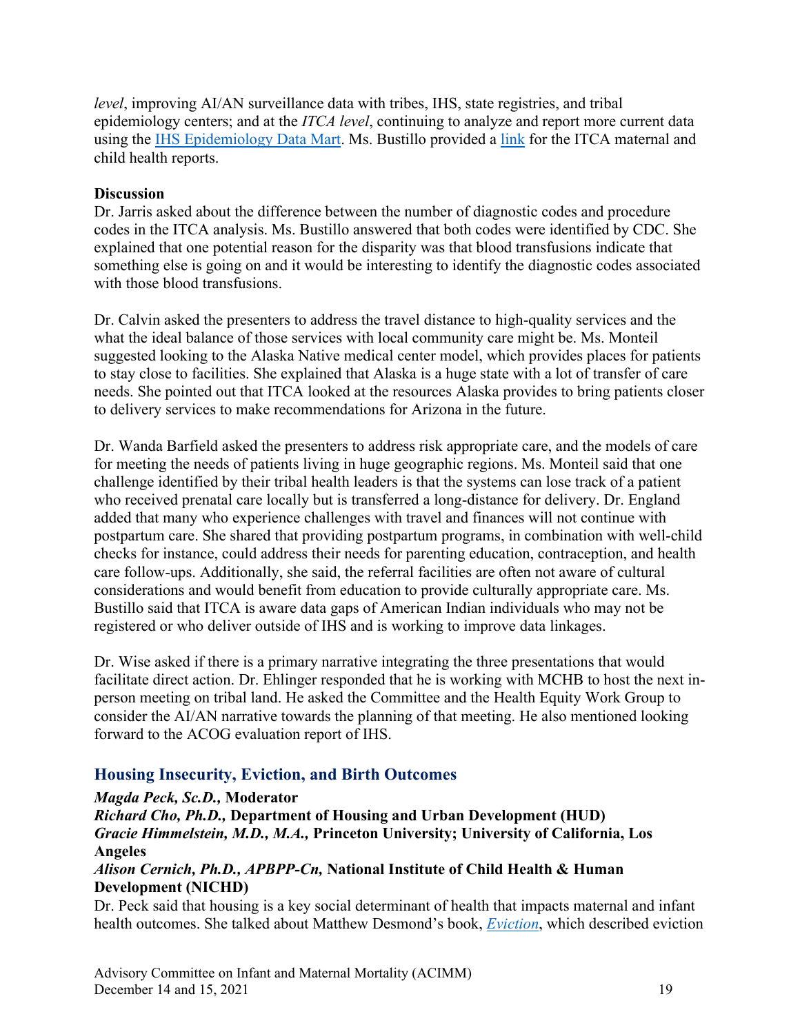*level*, improving AI/AN surveillance data with tribes, IHS, state registries, and tribal epidemiology centers; and at the *ITCA level*, continuing to analyze and report more current data using the [IHS Epidemiology Data Mart](). Ms. Bustillo provided a [link]() for the ITCA maternal and child health reports.

**Discussion**

Dr. Jarris asked about the difference between the number of diagnostic codes and procedure codes in the ITCA analysis. Ms. Bustillo answered that both codes were identified by CDC. She explained that one potential reason for the disparity was that blood transfusions indicate that something else is going on and it would be interesting to identify the diagnostic codes associated with those blood transfusions.

Dr. Calvin asked the presenters to address the travel distance to high-quality services and the what the ideal balance of those services with local community care might be. Ms. Monteil suggested looking to the Alaska Native medical center model, which provides places for patients to stay close to facilities. She explained that Alaska is a huge state with a lot of transfer of care needs. She pointed out that ITCA looked at the resources Alaska provides to bring patients closer to delivery services to make recommendations for Arizona in the future.

Dr. Wanda Barfield asked the presenters to address risk appropriate care, and the models of care for meeting the needs of patients living in huge geographic regions. Ms. Monteil said that one challenge identified by their tribal health leaders is that the systems can lose track of a patient who received prenatal care locally but is transferred a long-distance for delivery. Dr. England added that many who experience challenges with travel and finances will not continue with postpartum care. She shared that providing postpartum programs, in combination with well-child checks for instance, could address their needs for parenting education, contraception, and health care follow-ups. Additionally, she said, the referral facilities are often not aware of cultural considerations and would benefit from education to provide culturally appropriate care. Ms. Bustillo said that ITCA is aware data gaps of American Indian individuals who may not be registered or who deliver outside of IHS and is working to improve data linkages.

Dr. Wise asked if there is a primary narrative integrating the three presentations that would facilitate direct action. Dr. Ehlinger responded that he is working with MCHB to host the next in-person meeting on tribal land. He asked the Committee and the Health Equity Work Group to consider the AI/AN narrative towards the planning of that meeting. He also mentioned looking forward to the ACOG evaluation report of IHS.

## Housing Insecurity, Eviction, and Birth Outcomes

***Magda Peck, Sc.D.,*** **Moderator**
***Richard Cho, Ph.D.,*** **Department of Housing and Urban Development (HUD)**
***Gracie Himmelstein, M.D., M.A.,*** **Princeton University; University of California, Los Angeles**
***Alison Cernich, Ph.D., APBPP-Cn,*** **National Institute of Child Health & Human Development (NICHD)**

Dr. Peck said that housing is a key social determinant of health that impacts maternal and infant health outcomes. She talked about Matthew Desmond's book, [*Eviction*](), which described eviction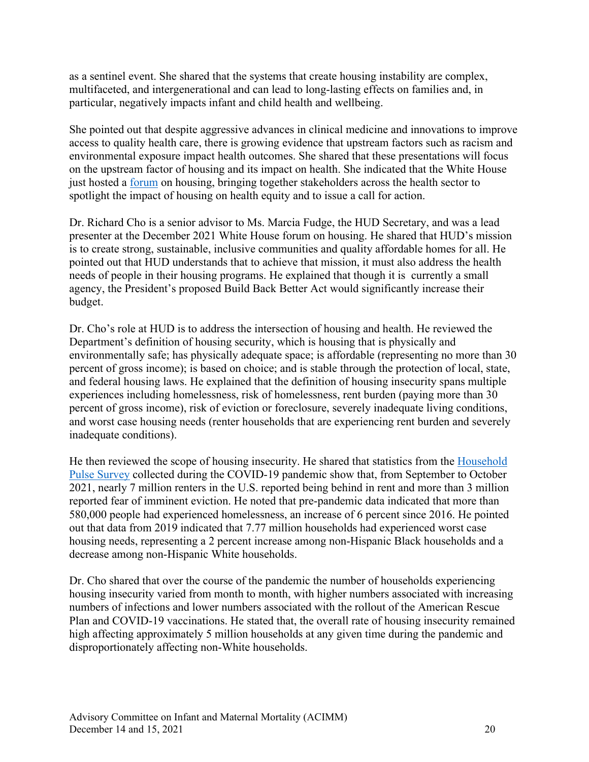as a sentinel event. She shared that the systems that create housing instability are complex, multifaceted, and intergenerational and can lead to long-lasting effects on families and, in particular, negatively impacts infant and child health and wellbeing.

She pointed out that despite aggressive advances in clinical medicine and innovations to improve access to quality health care, there is growing evidence that upstream factors such as racism and environmental exposure impact health outcomes. She shared that these presentations will focus on the upstream factor of housing and its impact on health. She indicated that the White House just hosted a [forum](forum) on housing, bringing together stakeholders across the health sector to spotlight the impact of housing on health equity and to issue a call for action.

Dr. Richard Cho is a senior advisor to Ms. Marcia Fudge, the HUD Secretary, and was a lead presenter at the December 2021 White House forum on housing. He shared that HUD's mission is to create strong, sustainable, inclusive communities and quality affordable homes for all. He pointed out that HUD understands that to achieve that mission, it must also address the health needs of people in their housing programs. He explained that though it is currently a small agency, the President's proposed Build Back Better Act would significantly increase their budget.

Dr. Cho's role at HUD is to address the intersection of housing and health. He reviewed the Department's definition of housing security, which is housing that is physically and environmentally safe; has physically adequate space; is affordable (representing no more than 30 percent of gross income); is based on choice; and is stable through the protection of local, state, and federal housing laws. He explained that the definition of housing insecurity spans multiple experiences including homelessness, risk of homelessness, rent burden (paying more than 30 percent of gross income), risk of eviction or foreclosure, severely inadequate living conditions, and worst case housing needs (renter households that are experiencing rent burden and severely inadequate conditions).

He then reviewed the scope of housing insecurity. He shared that statistics from the Household Pulse Survey collected during the COVID-19 pandemic show that, from September to October 2021, nearly 7 million renters in the U.S. reported being behind in rent and more than 3 million reported fear of imminent eviction. He noted that pre-pandemic data indicated that more than 580,000 people had experienced homelessness, an increase of 6 percent since 2016. He pointed out that data from 2019 indicated that 7.77 million households had experienced worst case housing needs, representing a 2 percent increase among non-Hispanic Black households and a decrease among non-Hispanic White households.

Dr. Cho shared that over the course of the pandemic the number of households experiencing housing insecurity varied from month to month, with higher numbers associated with increasing numbers of infections and lower numbers associated with the rollout of the American Rescue Plan and COVID-19 vaccinations. He stated that, the overall rate of housing insecurity remained high affecting approximately 5 million households at any given time during the pandemic and disproportionately affecting non-White households.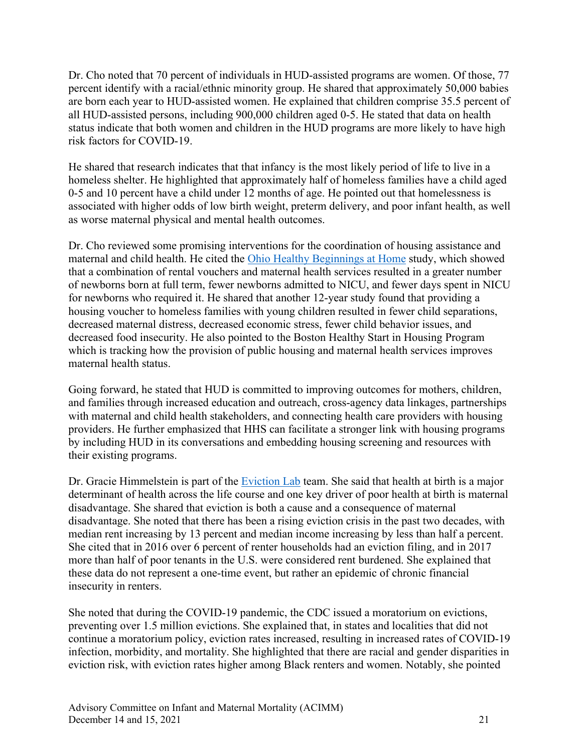Dr. Cho noted that 70 percent of individuals in HUD-assisted programs are women. Of those, 77 percent identify with a racial/ethnic minority group. He shared that approximately 50,000 babies are born each year to HUD-assisted women. He explained that children comprise 35.5 percent of all HUD-assisted persons, including 900,000 children aged 0-5. He stated that data on health status indicate that both women and children in the HUD programs are more likely to have high risk factors for COVID-19.

He shared that research indicates that that infancy is the most likely period of life to live in a homeless shelter. He highlighted that approximately half of homeless families have a child aged 0-5 and 10 percent have a child under 12 months of age. He pointed out that homelessness is associated with higher odds of low birth weight, preterm delivery, and poor infant health, as well as worse maternal physical and mental health outcomes.

Dr. Cho reviewed some promising interventions for the coordination of housing assistance and maternal and child health. He cited the [Ohio Healthy Beginnings at Home](#) study, which showed that a combination of rental vouchers and maternal health services resulted in a greater number of newborns born at full term, fewer newborns admitted to NICU, and fewer days spent in NICU for newborns who required it. He shared that another 12-year study found that providing a housing voucher to homeless families with young children resulted in fewer child separations, decreased maternal distress, decreased economic stress, fewer child behavior issues, and decreased food insecurity. He also pointed to the Boston Healthy Start in Housing Program which is tracking how the provision of public housing and maternal health services improves maternal health status.

Going forward, he stated that HUD is committed to improving outcomes for mothers, children, and families through increased education and outreach, cross-agency data linkages, partnerships with maternal and child health stakeholders, and connecting health care providers with housing providers. He further emphasized that HHS can facilitate a stronger link with housing programs by including HUD in its conversations and embedding housing screening and resources with their existing programs.

Dr. Gracie Himmelstein is part of the [Eviction Lab](#) team. She said that health at birth is a major determinant of health across the life course and one key driver of poor health at birth is maternal disadvantage. She shared that eviction is both a cause and a consequence of maternal disadvantage. She noted that there has been a rising eviction crisis in the past two decades, with median rent increasing by 13 percent and median income increasing by less than half a percent. She cited that in 2016 over 6 percent of renter households had an eviction filing, and in 2017 more than half of poor tenants in the U.S. were considered rent burdened. She explained that these data do not represent a one-time event, but rather an epidemic of chronic financial insecurity in renters.

She noted that during the COVID-19 pandemic, the CDC issued a moratorium on evictions, preventing over 1.5 million evictions. She explained that, in states and localities that did not continue a moratorium policy, eviction rates increased, resulting in increased rates of COVID-19 infection, morbidity, and mortality. She highlighted that there are racial and gender disparities in eviction risk, with eviction rates higher among Black renters and women. Notably, she pointed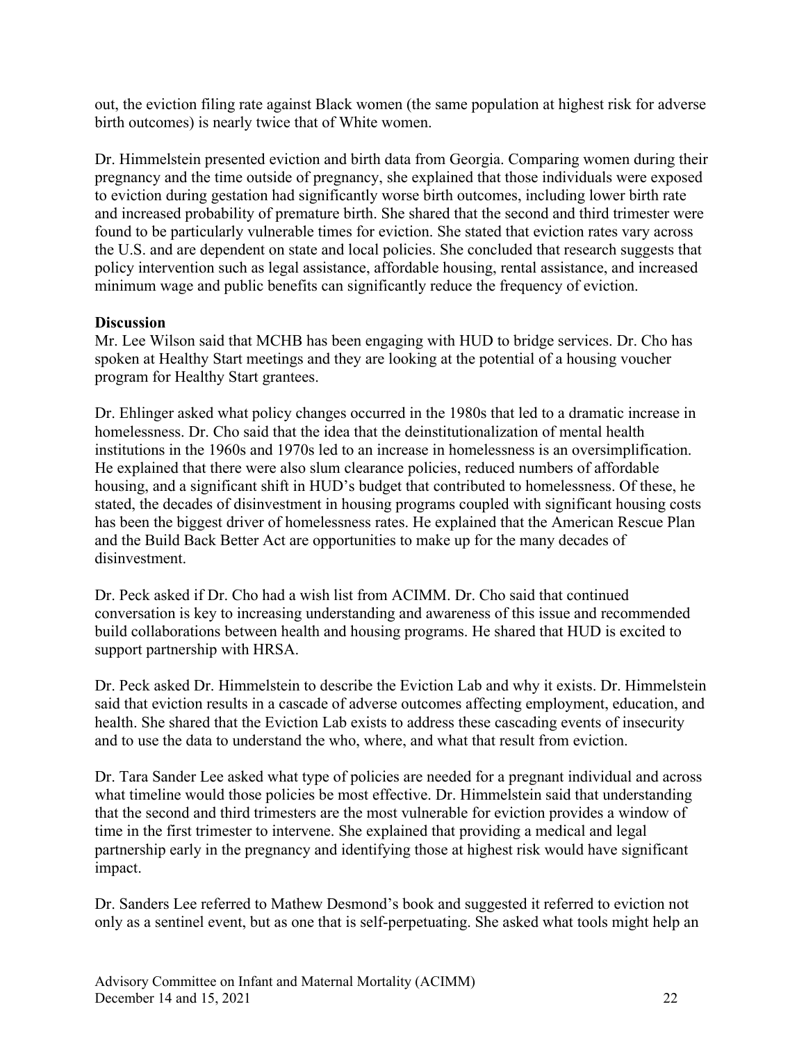out, the eviction filing rate against Black women (the same population at highest risk for adverse birth outcomes) is nearly twice that of White women.

Dr. Himmelstein presented eviction and birth data from Georgia. Comparing women during their pregnancy and the time outside of pregnancy, she explained that those individuals were exposed to eviction during gestation had significantly worse birth outcomes, including lower birth rate and increased probability of premature birth. She shared that the second and third trimester were found to be particularly vulnerable times for eviction. She stated that eviction rates vary across the U.S. and are dependent on state and local policies. She concluded that research suggests that policy intervention such as legal assistance, affordable housing, rental assistance, and increased minimum wage and public benefits can significantly reduce the frequency of eviction.

**Discussion**

Mr. Lee Wilson said that MCHB has been engaging with HUD to bridge services. Dr. Cho has spoken at Healthy Start meetings and they are looking at the potential of a housing voucher program for Healthy Start grantees.

Dr. Ehlinger asked what policy changes occurred in the 1980s that led to a dramatic increase in homelessness. Dr. Cho said that the idea that the deinstitutionalization of mental health institutions in the 1960s and 1970s led to an increase in homelessness is an oversimplification. He explained that there were also slum clearance policies, reduced numbers of affordable housing, and a significant shift in HUD's budget that contributed to homelessness. Of these, he stated, the decades of disinvestment in housing programs coupled with significant housing costs has been the biggest driver of homelessness rates. He explained that the American Rescue Plan and the Build Back Better Act are opportunities to make up for the many decades of disinvestment.

Dr. Peck asked if Dr. Cho had a wish list from ACIMM. Dr. Cho said that continued conversation is key to increasing understanding and awareness of this issue and recommended build collaborations between health and housing programs. He shared that HUD is excited to support partnership with HRSA.

Dr. Peck asked Dr. Himmelstein to describe the Eviction Lab and why it exists. Dr. Himmelstein said that eviction results in a cascade of adverse outcomes affecting employment, education, and health. She shared that the Eviction Lab exists to address these cascading events of insecurity and to use the data to understand the who, where, and what that result from eviction.

Dr. Tara Sander Lee asked what type of policies are needed for a pregnant individual and across what timeline would those policies be most effective. Dr. Himmelstein said that understanding that the second and third trimesters are the most vulnerable for eviction provides a window of time in the first trimester to intervene. She explained that providing a medical and legal partnership early in the pregnancy and identifying those at highest risk would have significant impact.

Dr. Sanders Lee referred to Mathew Desmond's book and suggested it referred to eviction not only as a sentinel event, but as one that is self-perpetuating. She asked what tools might help an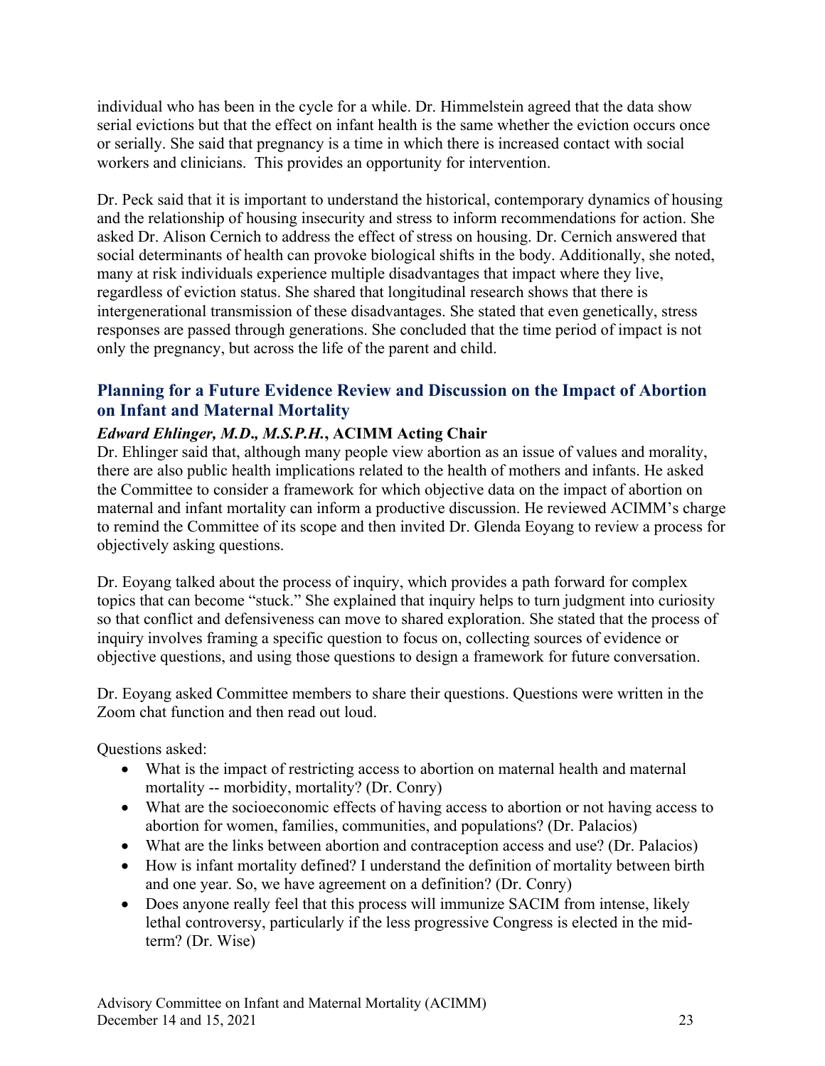individual who has been in the cycle for a while. Dr. Himmelstein agreed that the data show serial evictions but that the effect on infant health is the same whether the eviction occurs once or serially. She said that pregnancy is a time in which there is increased contact with social workers and clinicians. This provides an opportunity for intervention.

Dr. Peck said that it is important to understand the historical, contemporary dynamics of housing and the relationship of housing insecurity and stress to inform recommendations for action. She asked Dr. Alison Cernich to address the effect of stress on housing. Dr. Cernich answered that social determinants of health can provoke biological shifts in the body. Additionally, she noted, many at risk individuals experience multiple disadvantages that impact where they live, regardless of eviction status. She shared that longitudinal research shows that there is intergenerational transmission of these disadvantages. She stated that even genetically, stress responses are passed through generations. She concluded that the time period of impact is not only the pregnancy, but across the life of the parent and child.

## Planning for a Future Evidence Review and Discussion on the Impact of Abortion on Infant and Maternal Mortality

***Edward Ehlinger, M.D., M.S.P.H.*, ACIMM Acting Chair**

Dr. Ehlinger said that, although many people view abortion as an issue of values and morality, there are also public health implications related to the health of mothers and infants. He asked the Committee to consider a framework for which objective data on the impact of abortion on maternal and infant mortality can inform a productive discussion. He reviewed ACIMM's charge to remind the Committee of its scope and then invited Dr. Glenda Eoyang to review a process for objectively asking questions.

Dr. Eoyang talked about the process of inquiry, which provides a path forward for complex topics that can become "stuck." She explained that inquiry helps to turn judgment into curiosity so that conflict and defensiveness can move to shared exploration. She stated that the process of inquiry involves framing a specific question to focus on, collecting sources of evidence or objective questions, and using those questions to design a framework for future conversation.

Dr. Eoyang asked Committee members to share their questions. Questions were written in the Zoom chat function and then read out loud.

Questions asked:

- What is the impact of restricting access to abortion on maternal health and maternal mortality -- morbidity, mortality? (Dr. Conry)
- What are the socioeconomic effects of having access to abortion or not having access to abortion for women, families, communities, and populations? (Dr. Palacios)
- What are the links between abortion and contraception access and use? (Dr. Palacios)
- How is infant mortality defined? I understand the definition of mortality between birth and one year. So, we have agreement on a definition? (Dr. Conry)
- Does anyone really feel that this process will immunize SACIM from intense, likely lethal controversy, particularly if the less progressive Congress is elected in the mid-term? (Dr. Wise)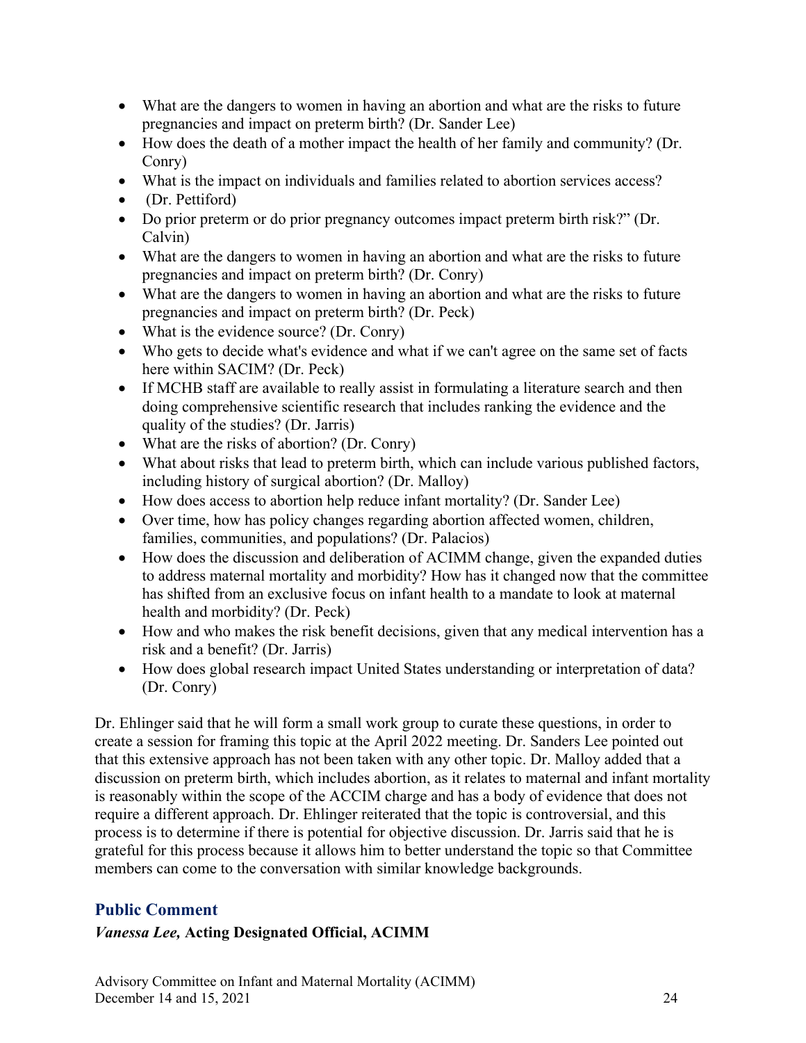- What are the dangers to women in having an abortion and what are the risks to future pregnancies and impact on preterm birth? (Dr. Sander Lee)
- How does the death of a mother impact the health of her family and community? (Dr. Conry)
- What is the impact on individuals and families related to abortion services access?
- (Dr. Pettiford)
- Do prior preterm or do prior pregnancy outcomes impact preterm birth risk?" (Dr. Calvin)
- What are the dangers to women in having an abortion and what are the risks to future pregnancies and impact on preterm birth? (Dr. Conry)
- What are the dangers to women in having an abortion and what are the risks to future pregnancies and impact on preterm birth? (Dr. Peck)
- What is the evidence source? (Dr. Conry)
- Who gets to decide what's evidence and what if we can't agree on the same set of facts here within SACIM? (Dr. Peck)
- If MCHB staff are available to really assist in formulating a literature search and then doing comprehensive scientific research that includes ranking the evidence and the quality of the studies? (Dr. Jarris)
- What are the risks of abortion? (Dr. Conry)
- What about risks that lead to preterm birth, which can include various published factors, including history of surgical abortion? (Dr. Malloy)
- How does access to abortion help reduce infant mortality? (Dr. Sander Lee)
- Over time, how has policy changes regarding abortion affected women, children, families, communities, and populations? (Dr. Palacios)
- How does the discussion and deliberation of ACIMM change, given the expanded duties to address maternal mortality and morbidity? How has it changed now that the committee has shifted from an exclusive focus on infant health to a mandate to look at maternal health and morbidity? (Dr. Peck)
- How and who makes the risk benefit decisions, given that any medical intervention has a risk and a benefit? (Dr. Jarris)
- How does global research impact United States understanding or interpretation of data? (Dr. Conry)

Dr. Ehlinger said that he will form a small work group to curate these questions, in order to create a session for framing this topic at the April 2022 meeting. Dr. Sanders Lee pointed out that this extensive approach has not been taken with any other topic. Dr. Malloy added that a discussion on preterm birth, which includes abortion, as it relates to maternal and infant mortality is reasonably within the scope of the ACCIM charge and has a body of evidence that does not require a different approach. Dr. Ehlinger reiterated that the topic is controversial, and this process is to determine if there is potential for objective discussion. Dr. Jarris said that he is grateful for this process because it allows him to better understand the topic so that Committee members can come to the conversation with similar knowledge backgrounds.

## Public Comment

### *Vanessa Lee,* Acting Designated Official, ACIMM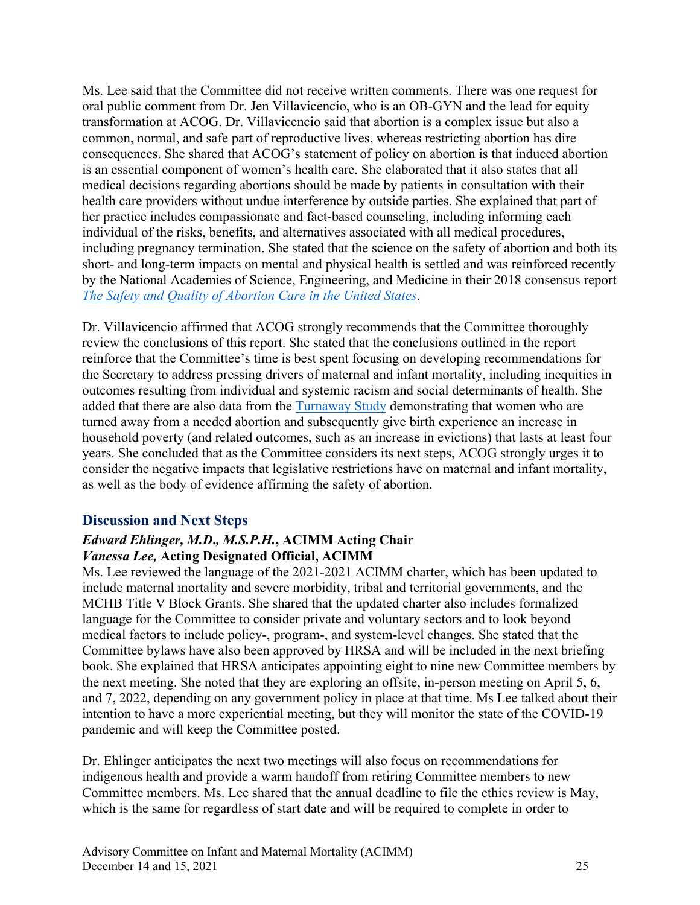Ms. Lee said that the Committee did not receive written comments. There was one request for oral public comment from Dr. Jen Villavicencio, who is an OB-GYN and the lead for equity transformation at ACOG. Dr. Villavicencio said that abortion is a complex issue but also a common, normal, and safe part of reproductive lives, whereas restricting abortion has dire consequences. She shared that ACOG's statement of policy on abortion is that induced abortion is an essential component of women's health care. She elaborated that it also states that all medical decisions regarding abortions should be made by patients in consultation with their health care providers without undue interference by outside parties. She explained that part of her practice includes compassionate and fact-based counseling, including informing each individual of the risks, benefits, and alternatives associated with all medical procedures, including pregnancy termination. She stated that the science on the safety of abortion and both its short- and long-term impacts on mental and physical health is settled and was reinforced recently by the National Academies of Science, Engineering, and Medicine in their 2018 consensus report *The Safety and Quality of Abortion Care in the United States*.

Dr. Villavicencio affirmed that ACOG strongly recommends that the Committee thoroughly review the conclusions of this report. She stated that the conclusions outlined in the report reinforce that the Committee's time is best spent focusing on developing recommendations for the Secretary to address pressing drivers of maternal and infant mortality, including inequities in outcomes resulting from individual and systemic racism and social determinants of health. She added that there are also data from the Turnaway Study demonstrating that women who are turned away from a needed abortion and subsequently give birth experience an increase in household poverty (and related outcomes, such as an increase in evictions) that lasts at least four years. She concluded that as the Committee considers its next steps, ACOG strongly urges it to consider the negative impacts that legislative restrictions have on maternal and infant mortality, as well as the body of evidence affirming the safety of abortion.

## Discussion and Next Steps

***Edward Ehlinger, M.D., M.S.P.H.*, ACIMM Acting Chair**
***Vanessa Lee,* Acting Designated Official, ACIMM**

Ms. Lee reviewed the language of the 2021-2021 ACIMM charter, which has been updated to include maternal mortality and severe morbidity, tribal and territorial governments, and the MCHB Title V Block Grants. She shared that the updated charter also includes formalized language for the Committee to consider private and voluntary sectors and to look beyond medical factors to include policy-, program-, and system-level changes. She stated that the Committee bylaws have also been approved by HRSA and will be included in the next briefing book. She explained that HRSA anticipates appointing eight to nine new Committee members by the next meeting. She noted that they are exploring an offsite, in-person meeting on April 5, 6, and 7, 2022, depending on any government policy in place at that time. Ms Lee talked about their intention to have a more experiential meeting, but they will monitor the state of the COVID-19 pandemic and will keep the Committee posted.

Dr. Ehlinger anticipates the next two meetings will also focus on recommendations for indigenous health and provide a warm handoff from retiring Committee members to new Committee members. Ms. Lee shared that the annual deadline to file the ethics review is May, which is the same for regardless of start date and will be required to complete in order to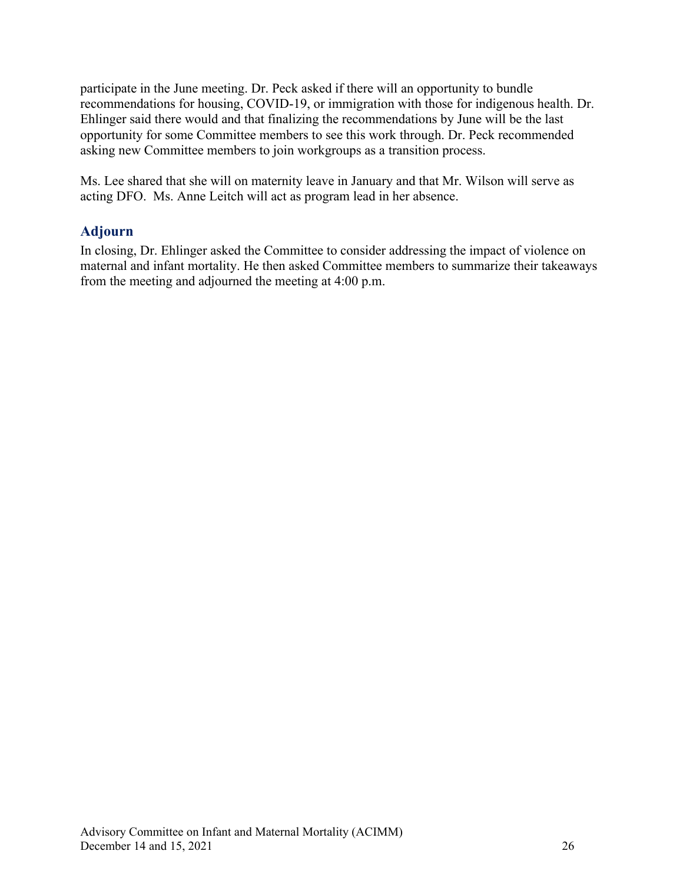participate in the June meeting. Dr. Peck asked if there will an opportunity to bundle recommendations for housing, COVID-19, or immigration with those for indigenous health. Dr. Ehlinger said there would and that finalizing the recommendations by June will be the last opportunity for some Committee members to see this work through. Dr. Peck recommended asking new Committee members to join workgroups as a transition process.

Ms. Lee shared that she will on maternity leave in January and that Mr. Wilson will serve as acting DFO.  Ms. Anne Leitch will act as program lead in her absence.

## Adjourn

In closing, Dr. Ehlinger asked the Committee to consider addressing the impact of violence on maternal and infant mortality. He then asked Committee members to summarize their takeaways from the meeting and adjourned the meeting at 4:00 p.m.